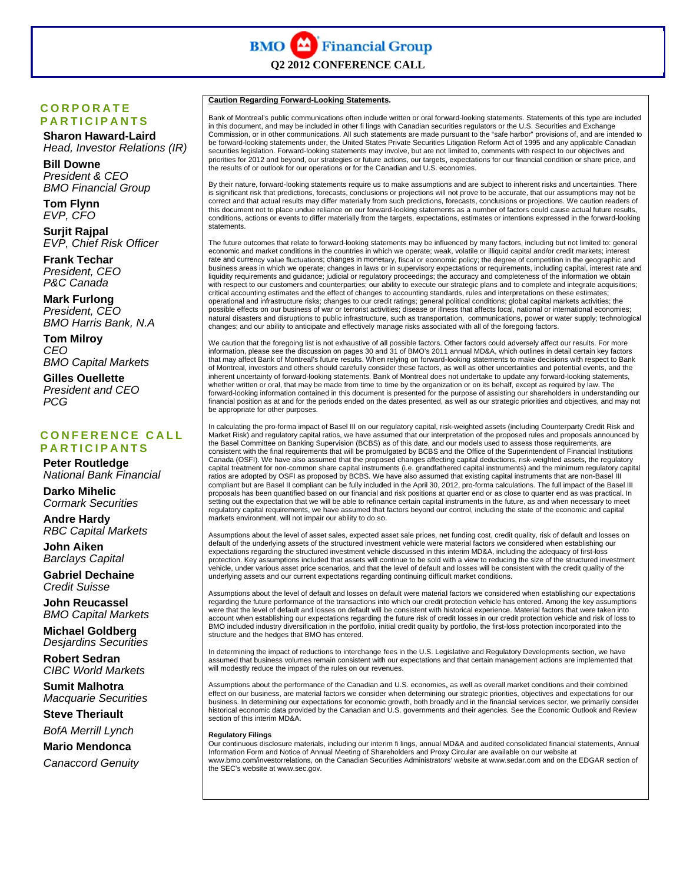# BMO Financial Group

## Q2 2012 CONFERENCE CALL

### CORPORATE PARTICIPANTS

**Sharon Haward-Laird**
*Head, Investor Relations (IR)*

**Bill Downe**
*President & CEO*
*BMO Financial Group*

**Tom Flynn**
*EVP, CFO*

**Surjit Rajpal**
*EVP, Chief Risk Officer*

**Frank Techar**
*President, CEO*
*P&C Canada*

**Mark Furlong**
*President, CEO*
*BMO Harris Bank, N.A*

**Tom Milroy**
*CEO*
*BMO Capital Markets*

**Gilles Ouellette**
*President and CEO*
*PCG*

### CONFERENCE CALL PARTICIPANTS

**Peter Routledge**
*National Bank Financial*

**Darko Mihelic**
*Cormark Securities*

**Andre Hardy**
*RBC Capital Markets*

**John Aiken**
*Barclays Capital*

**Gabriel Dechaine**
*Credit Suisse*

**John Reucassel**
*BMO Capital Markets*

**Michael Goldberg**
*Desjardins Securities*

**Robert Sedran**
*CIBC World Markets*

**Sumit Malhotra**
*Macquarie Securities*

**Steve Theriault**
*BofA Merrill Lynch*

**Mario Mendonca**
*Canaccord Genuity*

**Caution Regarding Forward-Looking Statements.**

Bank of Montreal's public communications often include written or oral forward-looking statements. Statements of this type are included in this document, and may be included in other fi lings with Canadian securities regulators or the U.S. Securities and Exchange Commission, or in other communications. All such statements are made pursuant to the "safe harbor" provisions of, and are intended to be forward-looking statements under, the United States Private Securities Litigation Reform Act of 1995 and any applicable Canadian securities legislation. Forward-looking statements may involve, but are not limited to, comments with respect to our objectives and priorities for 2012 and beyond, our strategies or future actions, our targets, expectations for our financial condition or share price, and the results of or outlook for our operations or for the Canadian and U.S. economies.

By their nature, forward-looking statements require us to make assumptions and are subject to inherent risks and uncertainties. There is significant risk that predictions, forecasts, conclusions or projections will not prove to be accurate, that our assumptions may not be correct and that actual results may differ materially from such predictions, forecasts, conclusions or projections. We caution readers of this document not to place undue reliance on our forward-looking statements as a number of factors could cause actual future results, conditions, actions or events to differ materially from the targets, expectations, estimates or intentions expressed in the forward-looking statements.

The future outcomes that relate to forward-looking statements may be influenced by many factors, including but not limited to: general economic and market conditions in the countries in which we operate; weak, volatile or illiquid capital and/or credit markets; interest rate and currency value fluctuations; changes in monetary, fiscal or economic policy; the degree of competition in the geographic and business areas in which we operate; changes in laws or in supervisory expectations or requirements, including capital, interest rate and liquidity requirements and guidance; judicial or regulatory proceedings; the accuracy and completeness of the information we obtain with respect to our customers and counterparties; our ability to execute our strategic plans and to complete and integrate acquisitions; critical accounting estimates and the effect of changes to accounting standards, rules and interpretations on these estimates; operational and infrastructure risks; changes to our credit ratings; general political conditions; global capital markets activities; the possible effects on our business of war or terrorist activities; disease or illness that affects local, national or international economies; natural disasters and disruptions to public infrastructure, such as transportation, communications, power or water supply; technological changes; and our ability to anticipate and effectively manage risks associated with all of the foregoing factors.

We caution that the foregoing list is not exhaustive of all possible factors. Other factors could adversely affect our results. For more information, please see the discussion on pages 30 and 31 of BMO's 2011 annual MD&A, which outlines in detail certain key factors that may affect Bank of Montreal's future results. When relying on forward-looking statements to make decisions with respect to Bank of Montreal, investors and others should carefully consider these factors, as well as other uncertainties and potential events, and the inherent uncertainty of forward-looking statements. Bank of Montreal does not undertake to update any forward-looking statements, whether written or oral, that may be made from time to time by the organization or on its behalf, except as required by law. The forward-looking information contained in this document is presented for the purpose of assisting our shareholders in understanding our financial position as at and for the periods ended on the dates presented, as well as our strategic priorities and objectives, and may not be appropriate for other purposes.

In calculating the pro-forma impact of Basel III on our regulatory capital, risk-weighted assets (including Counterparty Credit Risk and Market Risk) and regulatory capital ratios, we have assumed that our interpretation of the proposed rules and proposals announced by the Basel Committee on Banking Supervision (BCBS) as of this date, and our models used to assess those requirements, are consistent with the final requirements that will be promulgated by BCBS and the Office of the Superintendent of Financial Institutions Canada (OSFI). We have also assumed that the proposed changes affecting capital deductions, risk-weighted assets, the regulatory capital treatment for non-common share capital instruments (i.e. grandfathered capital instruments) and the minimum regulatory capital ratios are adopted by OSFI as proposed by BCBS. We have also assumed that existing capital instruments that are non-Basel III compliant but are Basel II compliant can be fully included in the April 30, 2012, pro-forma calculations. The full impact of the Basel III proposals has been quantified based on our financial and risk positions at quarter end or as close to quarter end as was practical. In setting out the expectation that we will be able to refinance certain capital instruments in the future, as and when necessary to meet regulatory capital requirements, we have assumed that factors beyond our control, including the state of the economic and capital markets environment, will not impair our ability to do so.

Assumptions about the level of asset sales, expected asset sale prices, net funding cost, credit quality, risk of default and losses on default of the underlying assets of the structured investment vehicle were material factors we considered when establishing our expectations regarding the structured investment vehicle discussed in this interim MD&A, including the adequacy of first-loss protection. Key assumptions included that assets will continue to be sold with a view to reducing the size of the structured investment vehicle, under various asset price scenarios, and that the level of default and losses will be consistent with the credit quality of the underlying assets and our current expectations regarding continuing difficult market conditions.

Assumptions about the level of default and losses on default were material factors we considered when establishing our expectations regarding the future performance of the transactions into which our credit protection vehicle has entered. Among the key assumptions were that the level of default and losses on default will be consistent with historical experience. Material factors that were taken into account when establishing our expectations regarding the future risk of credit losses in our credit protection vehicle and risk of loss to BMO included industry diversification in the portfolio, initial credit quality by portfolio, the first-loss protection incorporated into the structure and the hedges that BMO has entered.

In determining the impact of reductions to interchange fees in the U.S. Legislative and Regulatory Developments section, we have assumed that business volumes remain consistent with our expectations and that certain management actions are implemented that will modestly reduce the impact of the rules on our revenues.

Assumptions about the performance of the Canadian and U.S. economies, as well as overall market conditions and their combined effect on our business, are material factors we consider when determining our strategic priorities, objectives and expectations for our business. In determining our expectations for economic growth, both broadly and in the financial services sector, we primarily consider historical economic data provided by the Canadian and U.S. governments and their agencies. See the Economic Outlook and Review section of this interim MD&A.

**Regulatory Filings**

Our continuous disclosure materials, including our interim fi lings, annual MD&A and audited consolidated financial statements, Annual Information Form and Notice of Annual Meeting of Shareholders and Proxy Circular are available on our website at www.bmo.com/investorrelations, on the Canadian Securities Administrators' website at www.sedar.com and on the EDGAR section of the SEC's website at www.sec.gov.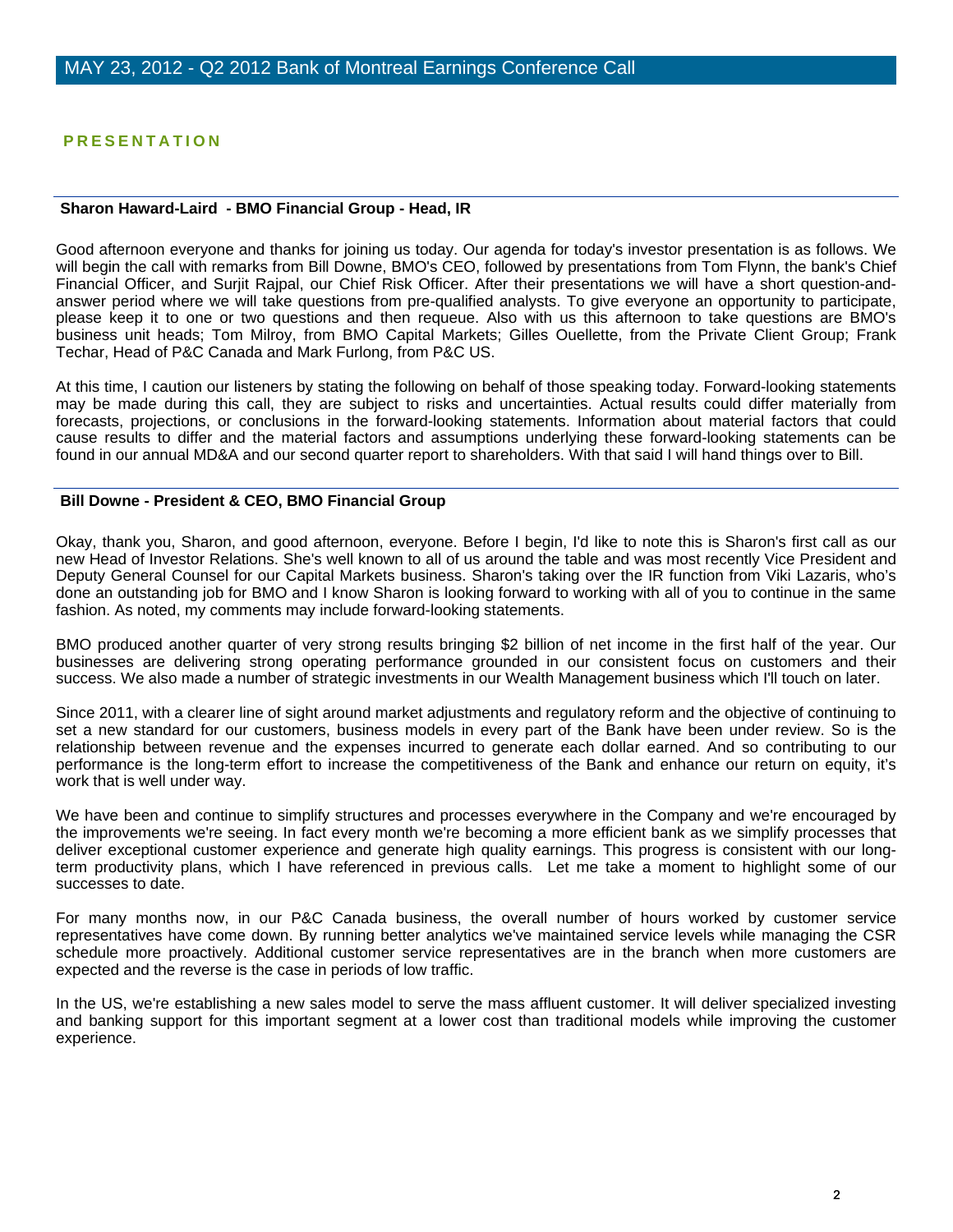# MAY 23, 2012 - Q2 2012 Bank of Montreal Earnings Conference Call

## PRESENTATION

**Sharon Haward-Laird - BMO Financial Group - Head, IR**

Good afternoon everyone and thanks for joining us today. Our agenda for today's investor presentation is as follows. We will begin the call with remarks from Bill Downe, BMO's CEO, followed by presentations from Tom Flynn, the bank's Chief Financial Officer, and Surjit Rajpal, our Chief Risk Officer. After their presentations we will have a short question-and-answer period where we will take questions from pre-qualified analysts. To give everyone an opportunity to participate, please keep it to one or two questions and then requeue. Also with us this afternoon to take questions are BMO's business unit heads; Tom Milroy, from BMO Capital Markets; Gilles Ouellette, from the Private Client Group; Frank Techar, Head of P&C Canada and Mark Furlong, from P&C US.

At this time, I caution our listeners by stating the following on behalf of those speaking today. Forward-looking statements may be made during this call, they are subject to risks and uncertainties. Actual results could differ materially from forecasts, projections, or conclusions in the forward-looking statements. Information about material factors that could cause results to differ and the material factors and assumptions underlying these forward-looking statements can be found in our annual MD&A and our second quarter report to shareholders. With that said I will hand things over to Bill.

**Bill Downe - President & CEO, BMO Financial Group**

Okay, thank you, Sharon, and good afternoon, everyone. Before I begin, I'd like to note this is Sharon's first call as our new Head of Investor Relations. She's well known to all of us around the table and was most recently Vice President and Deputy General Counsel for our Capital Markets business. Sharon's taking over the IR function from Viki Lazaris, who's done an outstanding job for BMO and I know Sharon is looking forward to working with all of you to continue in the same fashion. As noted, my comments may include forward-looking statements.

BMO produced another quarter of very strong results bringing $2 billion of net income in the first half of the year. Our businesses are delivering strong operating performance grounded in our consistent focus on customers and their success. We also made a number of strategic investments in our Wealth Management business which I'll touch on later.

Since 2011, with a clearer line of sight around market adjustments and regulatory reform and the objective of continuing to set a new standard for our customers, business models in every part of the Bank have been under review. So is the relationship between revenue and the expenses incurred to generate each dollar earned. And so contributing to our performance is the long-term effort to increase the competitiveness of the Bank and enhance our return on equity, it's work that is well under way.

We have been and continue to simplify structures and processes everywhere in the Company and we're encouraged by the improvements we're seeing. In fact every month we're becoming a more efficient bank as we simplify processes that deliver exceptional customer experience and generate high quality earnings. This progress is consistent with our long-term productivity plans, which I have referenced in previous calls. Let me take a moment to highlight some of our successes to date.

For many months now, in our P&C Canada business, the overall number of hours worked by customer service representatives have come down. By running better analytics we've maintained service levels while managing the CSR schedule more proactively. Additional customer service representatives are in the branch when more customers are expected and the reverse is the case in periods of low traffic.

In the US, we're establishing a new sales model to serve the mass affluent customer. It will deliver specialized investing and banking support for this important segment at a lower cost than traditional models while improving the customer experience.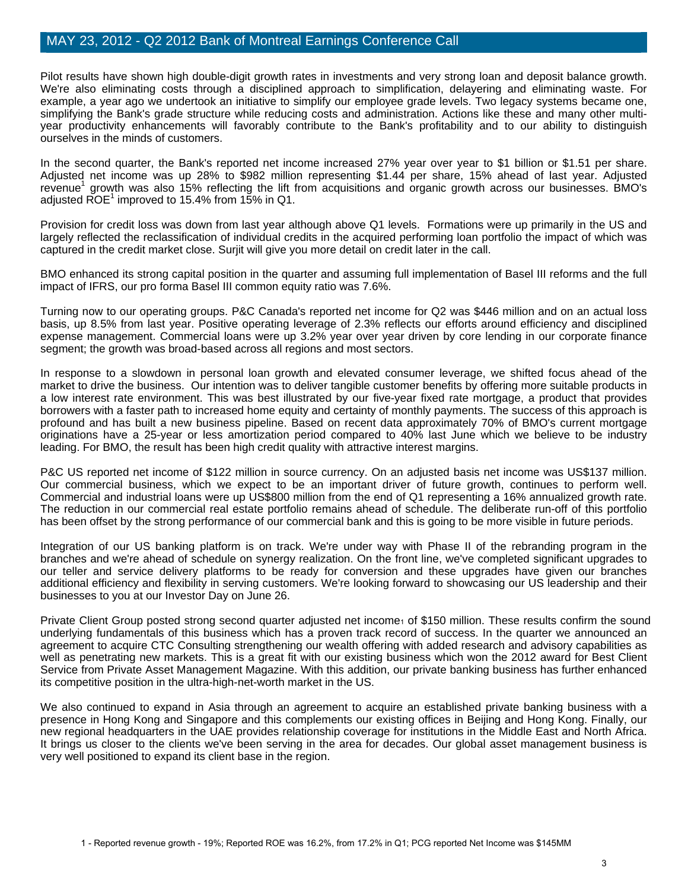Pilot results have shown high double-digit growth rates in investments and very strong loan and deposit balance growth. We're also eliminating costs through a disciplined approach to simplification, delayering and eliminating waste. For example, a year ago we undertook an initiative to simplify our employee grade levels. Two legacy systems became one, simplifying the Bank's grade structure while reducing costs and administration. Actions like these and many other multi-year productivity enhancements will favorably contribute to the Bank's profitability and to our ability to distinguish ourselves in the minds of customers.

In the second quarter, the Bank's reported net income increased 27% year over year to $1 billion or $1.51 per share. Adjusted net income was up 28% to $982 million representing $1.44 per share, 15% ahead of last year. Adjusted revenue[1] growth was also 15% reflecting the lift from acquisitions and organic growth across our businesses. BMO's adjusted ROE[1] improved to 15.4% from 15% in Q1.

Provision for credit loss was down from last year although above Q1 levels. Formations were up primarily in the US and largely reflected the reclassification of individual credits in the acquired performing loan portfolio the impact of which was captured in the credit market close. Surjit will give you more detail on credit later in the call.

BMO enhanced its strong capital position in the quarter and assuming full implementation of Basel III reforms and the full impact of IFRS, our pro forma Basel III common equity ratio was 7.6%.

Turning now to our operating groups. P&C Canada's reported net income for Q2 was $446 million and on an actual loss basis, up 8.5% from last year. Positive operating leverage of 2.3% reflects our efforts around efficiency and disciplined expense management. Commercial loans were up 3.2% year over year driven by core lending in our corporate finance segment; the growth was broad-based across all regions and most sectors.

In response to a slowdown in personal loan growth and elevated consumer leverage, we shifted focus ahead of the market to drive the business. Our intention was to deliver tangible customer benefits by offering more suitable products in a low interest rate environment. This was best illustrated by our five-year fixed rate mortgage, a product that provides borrowers with a faster path to increased home equity and certainty of monthly payments. The success of this approach is profound and has built a new business pipeline. Based on recent data approximately 70% of BMO's current mortgage originations have a 25-year or less amortization period compared to 40% last June which we believe to be industry leading. For BMO, the result has been high credit quality with attractive interest margins.

P&C US reported net income of $122 million in source currency. On an adjusted basis net income was US$137 million. Our commercial business, which we expect to be an important driver of future growth, continues to perform well. Commercial and industrial loans were up US$800 million from the end of Q1 representing a 16% annualized growth rate. The reduction in our commercial real estate portfolio remains ahead of schedule. The deliberate run-off of this portfolio has been offset by the strong performance of our commercial bank and this is going to be more visible in future periods.

Integration of our US banking platform is on track. We're under way with Phase II of the rebranding program in the branches and we're ahead of schedule on synergy realization. On the front line, we've completed significant upgrades to our teller and service delivery platforms to be ready for conversion and these upgrades have given our branches additional efficiency and flexibility in serving customers. We're looking forward to showcasing our US leadership and their businesses to you at our Investor Day on June 26.

Private Client Group posted strong second quarter adjusted net income[1] of $150 million. These results confirm the sound underlying fundamentals of this business which has a proven track record of success. In the quarter we announced an agreement to acquire CTC Consulting strengthening our wealth offering with added research and advisory capabilities as well as penetrating new markets. This is a great fit with our existing business which won the 2012 award for Best Client Service from Private Asset Management Magazine. With this addition, our private banking business has further enhanced its competitive position in the ultra-high-net-worth market in the US.

We also continued to expand in Asia through an agreement to acquire an established private banking business with a presence in Hong Kong and Singapore and this complements our existing offices in Beijing and Hong Kong. Finally, our new regional headquarters in the UAE provides relationship coverage for institutions in the Middle East and North Africa. It brings us closer to the clients we've been serving in the area for decades. Our global asset management business is very well positioned to expand its client base in the region.

1 - Reported revenue growth - 19%; Reported ROE was 16.2%, from 17.2% in Q1; PCG reported Net Income was $145MM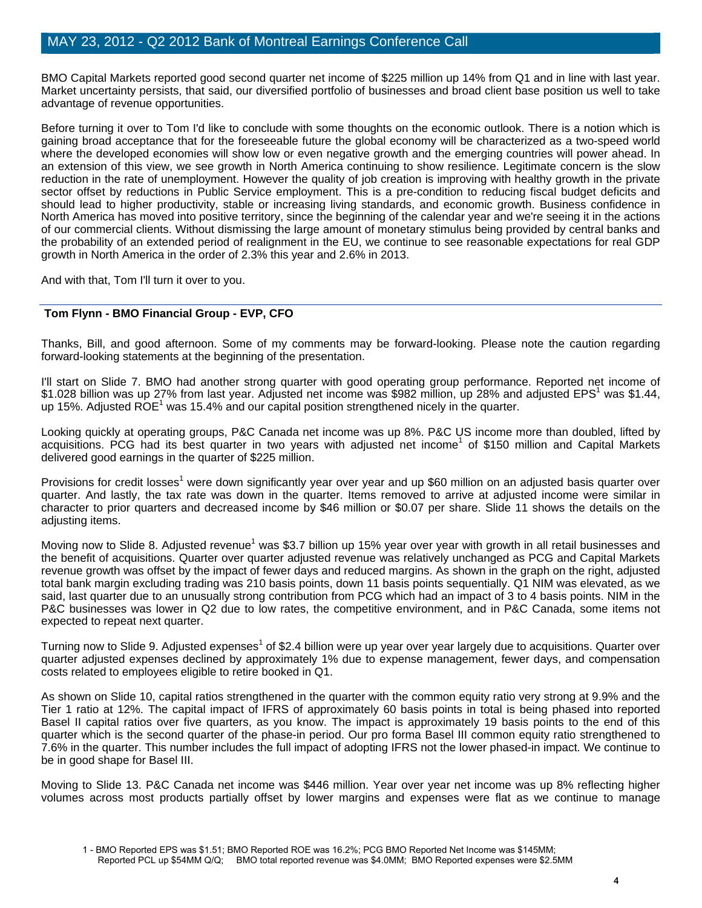BMO Capital Markets reported good second quarter net income of $225 million up 14% from Q1 and in line with last year. Market uncertainty persists, that said, our diversified portfolio of businesses and broad client base position us well to take advantage of revenue opportunities.

Before turning it over to Tom I'd like to conclude with some thoughts on the economic outlook. There is a notion which is gaining broad acceptance that for the foreseeable future the global economy will be characterized as a two-speed world where the developed economies will show low or even negative growth and the emerging countries will power ahead. In an extension of this view, we see growth in North America continuing to show resilience. Legitimate concern is the slow reduction in the rate of unemployment. However the quality of job creation is improving with healthy growth in the private sector offset by reductions in Public Service employment. This is a pre-condition to reducing fiscal budget deficits and should lead to higher productivity, stable or increasing living standards, and economic growth. Business confidence in North America has moved into positive territory, since the beginning of the calendar year and we're seeing it in the actions of our commercial clients. Without dismissing the large amount of monetary stimulus being provided by central banks and the probability of an extended period of realignment in the EU, we continue to see reasonable expectations for real GDP growth in North America in the order of 2.3% this year and 2.6% in 2013.

And with that, Tom I'll turn it over to you.

---

**Tom Flynn - BMO Financial Group - EVP, CFO**

Thanks, Bill, and good afternoon. Some of my comments may be forward-looking. Please note the caution regarding forward-looking statements at the beginning of the presentation.

I'll start on Slide 7. BMO had another strong quarter with good operating group performance. Reported net income of $1.028 billion was up 27% from last year. Adjusted net income was $982 million, up 28% and adjusted EPS[1] was $1.44, up 15%. Adjusted ROE[1] was 15.4% and our capital position strengthened nicely in the quarter.

Looking quickly at operating groups, P&C Canada net income was up 8%. P&C US income more than doubled, lifted by acquisitions. PCG had its best quarter in two years with adjusted net income[1] of $150 million and Capital Markets delivered good earnings in the quarter of $225 million.

Provisions for credit losses[1] were down significantly year over year and up $60 million on an adjusted basis quarter over quarter. And lastly, the tax rate was down in the quarter. Items removed to arrive at adjusted income were similar in character to prior quarters and decreased income by $46 million or $0.07 per share. Slide 11 shows the details on the adjusting items.

Moving now to Slide 8. Adjusted revenue[1] was $3.7 billion up 15% year over year with growth in all retail businesses and the benefit of acquisitions. Quarter over quarter adjusted revenue was relatively unchanged as PCG and Capital Markets revenue growth was offset by the impact of fewer days and reduced margins. As shown in the graph on the right, adjusted total bank margin excluding trading was 210 basis points, down 11 basis points sequentially. Q1 NIM was elevated, as we said, last quarter due to an unusually strong contribution from PCG which had an impact of 3 to 4 basis points. NIM in the P&C businesses was lower in Q2 due to low rates, the competitive environment, and in P&C Canada, some items not expected to repeat next quarter.

Turning now to Slide 9. Adjusted expenses[1] of $2.4 billion were up year over year largely due to acquisitions. Quarter over quarter adjusted expenses declined by approximately 1% due to expense management, fewer days, and compensation costs related to employees eligible to retire booked in Q1.

As shown on Slide 10, capital ratios strengthened in the quarter with the common equity ratio very strong at 9.9% and the Tier 1 ratio at 12%. The capital impact of IFRS of approximately 60 basis points in total is being phased into reported Basel II capital ratios over five quarters, as you know. The impact is approximately 19 basis points to the end of this quarter which is the second quarter of the phase-in period. Our pro forma Basel III common equity ratio strengthened to 7.6% in the quarter. This number includes the full impact of adopting IFRS not the lower phased-in impact. We continue to be in good shape for Basel III.

Moving to Slide 13. P&C Canada net income was $446 million. Year over year net income was up 8% reflecting higher volumes across most products partially offset by lower margins and expenses were flat as we continue to manage

1 - BMO Reported EPS was $1.51; BMO Reported ROE was 16.2%; PCG BMO Reported Net Income was $145MM; Reported PCL up $54MM Q/Q; BMO total reported revenue was $4.0MM; BMO Reported expenses were $2.5MM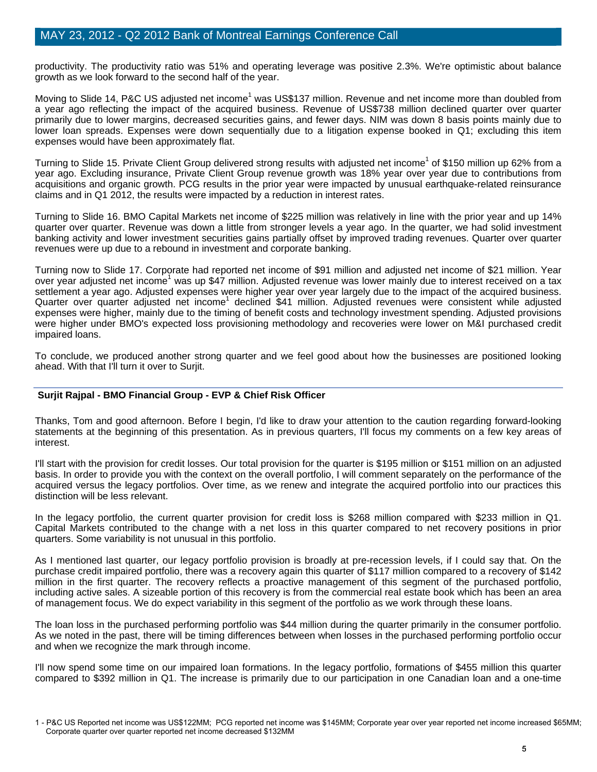productivity. The productivity ratio was 51% and operating leverage was positive 2.3%. We're optimistic about balance growth as we look forward to the second half of the year.

Moving to Slide 14, P&C US adjusted net income[1] was US$137 million. Revenue and net income more than doubled from a year ago reflecting the impact of the acquired business. Revenue of US$738 million declined quarter over quarter primarily due to lower margins, decreased securities gains, and fewer days. NIM was down 8 basis points mainly due to lower loan spreads. Expenses were down sequentially due to a litigation expense booked in Q1; excluding this item expenses would have been approximately flat.

Turning to Slide 15. Private Client Group delivered strong results with adjusted net income[1] of $150 million up 62% from a year ago. Excluding insurance, Private Client Group revenue growth was 18% year over year due to contributions from acquisitions and organic growth. PCG results in the prior year were impacted by unusual earthquake-related reinsurance claims and in Q1 2012, the results were impacted by a reduction in interest rates.

Turning to Slide 16. BMO Capital Markets net income of $225 million was relatively in line with the prior year and up 14% quarter over quarter. Revenue was down a little from stronger levels a year ago. In the quarter, we had solid investment banking activity and lower investment securities gains partially offset by improved trading revenues. Quarter over quarter revenues were up due to a rebound in investment and corporate banking.

Turning now to Slide 17. Corporate had reported net income of $91 million and adjusted net income of $21 million. Year over year adjusted net income[1] was up $47 million. Adjusted revenue was lower mainly due to interest received on a tax settlement a year ago. Adjusted expenses were higher year over year largely due to the impact of the acquired business. Quarter over quarter adjusted net income[1] declined $41 million. Adjusted revenues were consistent while adjusted expenses were higher, mainly due to the timing of benefit costs and technology investment spending. Adjusted provisions were higher under BMO's expected loss provisioning methodology and recoveries were lower on M&I purchased credit impaired loans.

To conclude, we produced another strong quarter and we feel good about how the businesses are positioned looking ahead. With that I'll turn it over to Surjit.

---

**Surjit Rajpal - BMO Financial Group - EVP & Chief Risk Officer**

Thanks, Tom and good afternoon. Before I begin, I'd like to draw your attention to the caution regarding forward-looking statements at the beginning of this presentation. As in previous quarters, I'll focus my comments on a few key areas of interest.

I'll start with the provision for credit losses. Our total provision for the quarter is $195 million or $151 million on an adjusted basis. In order to provide you with the context on the overall portfolio, I will comment separately on the performance of the acquired versus the legacy portfolios. Over time, as we renew and integrate the acquired portfolio into our practices this distinction will be less relevant.

In the legacy portfolio, the current quarter provision for credit loss is $268 million compared with $233 million in Q1. Capital Markets contributed to the change with a net loss in this quarter compared to net recovery positions in prior quarters. Some variability is not unusual in this portfolio.

As I mentioned last quarter, our legacy portfolio provision is broadly at pre-recession levels, if I could say that. On the purchase credit impaired portfolio, there was a recovery again this quarter of $117 million compared to a recovery of $142 million in the first quarter. The recovery reflects a proactive management of this segment of the purchased portfolio, including active sales. A sizeable portion of this recovery is from the commercial real estate book which has been an area of management focus. We do expect variability in this segment of the portfolio as we work through these loans.

The loan loss in the purchased performing portfolio was $44 million during the quarter primarily in the consumer portfolio. As we noted in the past, there will be timing differences between when losses in the purchased performing portfolio occur and when we recognize the mark through income.

I'll now spend some time on our impaired loan formations. In the legacy portfolio, formations of $455 million this quarter compared to $392 million in Q1. The increase is primarily due to our participation in one Canadian loan and a one-time

1 - P&C US Reported net income was US$122MM; PCG reported net income was $145MM; Corporate year over year reported net income increased $65MM; Corporate quarter over quarter reported net income decreased $132MM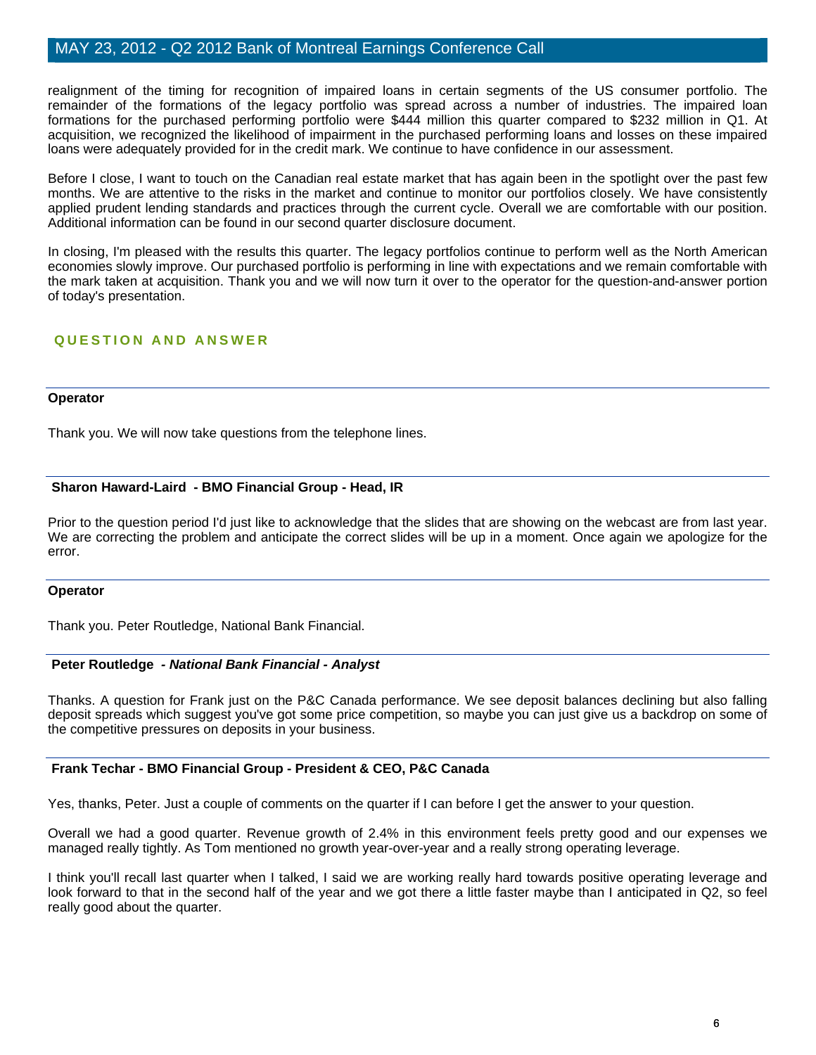realignment of the timing for recognition of impaired loans in certain segments of the US consumer portfolio. The remainder of the formations of the legacy portfolio was spread across a number of industries. The impaired loan formations for the purchased performing portfolio were $444 million this quarter compared to $232 million in Q1. At acquisition, we recognized the likelihood of impairment in the purchased performing loans and losses on these impaired loans were adequately provided for in the credit mark. We continue to have confidence in our assessment.

Before I close, I want to touch on the Canadian real estate market that has again been in the spotlight over the past few months. We are attentive to the risks in the market and continue to monitor our portfolios closely. We have consistently applied prudent lending standards and practices through the current cycle. Overall we are comfortable with our position. Additional information can be found in our second quarter disclosure document.

In closing, I'm pleased with the results this quarter. The legacy portfolios continue to perform well as the North American economies slowly improve. Our purchased portfolio is performing in line with expectations and we remain comfortable with the mark taken at acquisition. Thank you and we will now turn it over to the operator for the question-and-answer portion of today's presentation.

## QUESTION AND ANSWER

**Operator**

Thank you. We will now take questions from the telephone lines.

**Sharon Haward-Laird - BMO Financial Group - Head, IR**

Prior to the question period I'd just like to acknowledge that the slides that are showing on the webcast are from last year. We are correcting the problem and anticipate the correct slides will be up in a moment. Once again we apologize for the error.

**Operator**

Thank you. Peter Routledge, National Bank Financial.

**Peter Routledge - *National Bank Financial - Analyst***

Thanks. A question for Frank just on the P&C Canada performance. We see deposit balances declining but also falling deposit spreads which suggest you've got some price competition, so maybe you can just give us a backdrop on some of the competitive pressures on deposits in your business.

**Frank Techar - BMO Financial Group - President & CEO, P&C Canada**

Yes, thanks, Peter. Just a couple of comments on the quarter if I can before I get the answer to your question.

Overall we had a good quarter. Revenue growth of 2.4% in this environment feels pretty good and our expenses we managed really tightly. As Tom mentioned no growth year-over-year and a really strong operating leverage.

I think you'll recall last quarter when I talked, I said we are working really hard towards positive operating leverage and look forward to that in the second half of the year and we got there a little faster maybe than I anticipated in Q2, so feel really good about the quarter.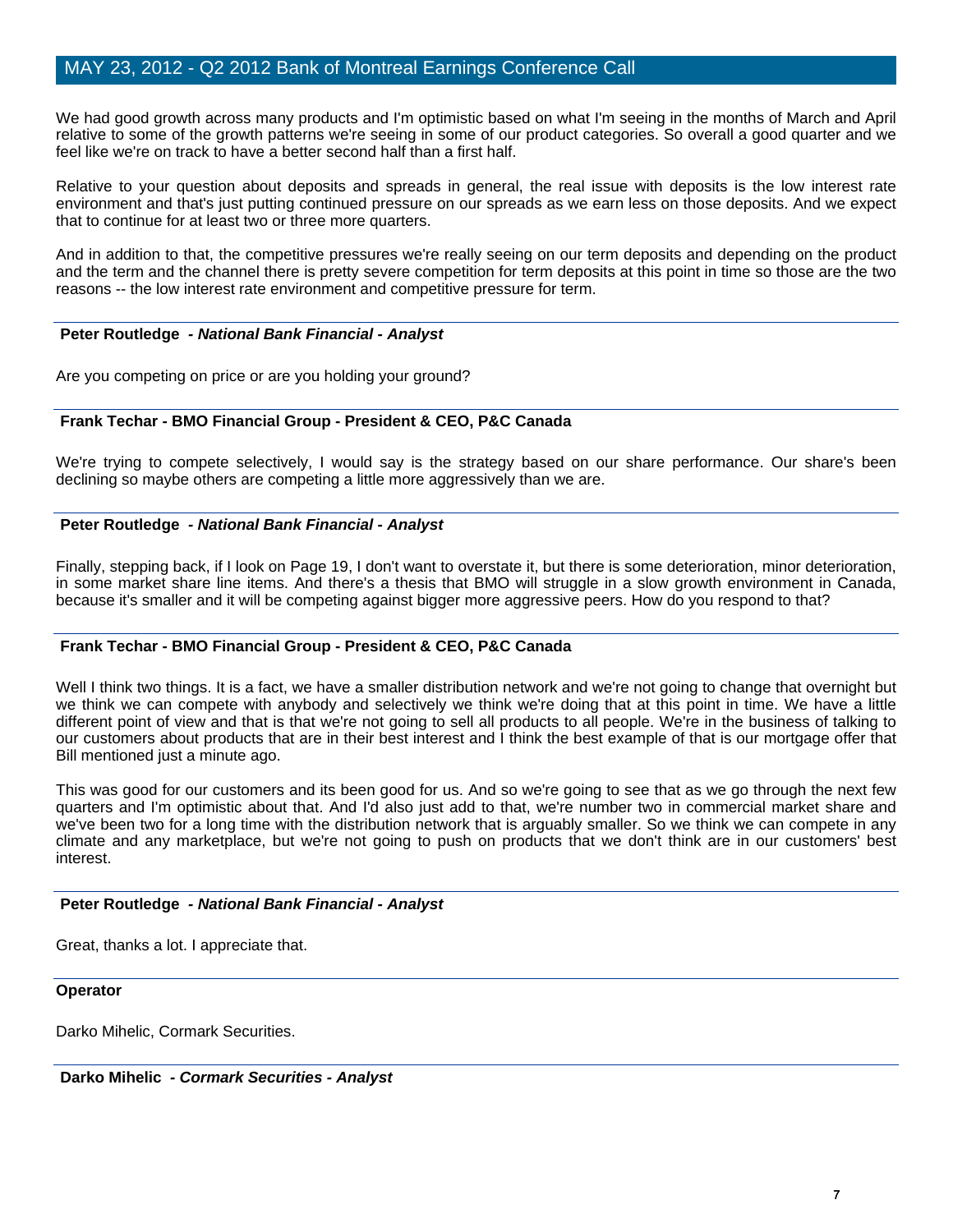We had good growth across many products and I'm optimistic based on what I'm seeing in the months of March and April relative to some of the growth patterns we're seeing in some of our product categories. So overall a good quarter and we feel like we're on track to have a better second half than a first half.

Relative to your question about deposits and spreads in general, the real issue with deposits is the low interest rate environment and that's just putting continued pressure on our spreads as we earn less on those deposits. And we expect that to continue for at least two or three more quarters.

And in addition to that, the competitive pressures we're really seeing on our term deposits and depending on the product and the term and the channel there is pretty severe competition for term deposits at this point in time so those are the two reasons -- the low interest rate environment and competitive pressure for term.

**Peter Routledge** *- National Bank Financial - Analyst*

Are you competing on price or are you holding your ground?

**Frank Techar - BMO Financial Group - President & CEO, P&C Canada**

We're trying to compete selectively, I would say is the strategy based on our share performance. Our share's been declining so maybe others are competing a little more aggressively than we are.

**Peter Routledge** *- National Bank Financial - Analyst*

Finally, stepping back, if I look on Page 19, I don't want to overstate it, but there is some deterioration, minor deterioration, in some market share line items. And there's a thesis that BMO will struggle in a slow growth environment in Canada, because it's smaller and it will be competing against bigger more aggressive peers. How do you respond to that?

**Frank Techar - BMO Financial Group - President & CEO, P&C Canada**

Well I think two things. It is a fact, we have a smaller distribution network and we're not going to change that overnight but we think we can compete with anybody and selectively we think we're doing that at this point in time. We have a little different point of view and that is that we're not going to sell all products to all people. We're in the business of talking to our customers about products that are in their best interest and I think the best example of that is our mortgage offer that Bill mentioned just a minute ago.

This was good for our customers and its been good for us. And so we're going to see that as we go through the next few quarters and I'm optimistic about that. And I'd also just add to that, we're number two in commercial market share and we've been two for a long time with the distribution network that is arguably smaller. So we think we can compete in any climate and any marketplace, but we're not going to push on products that we don't think are in our customers' best interest.

**Peter Routledge** *- National Bank Financial - Analyst*

Great, thanks a lot. I appreciate that.

**Operator**

Darko Mihelic, Cormark Securities.

**Darko Mihelic** *- Cormark Securities - Analyst*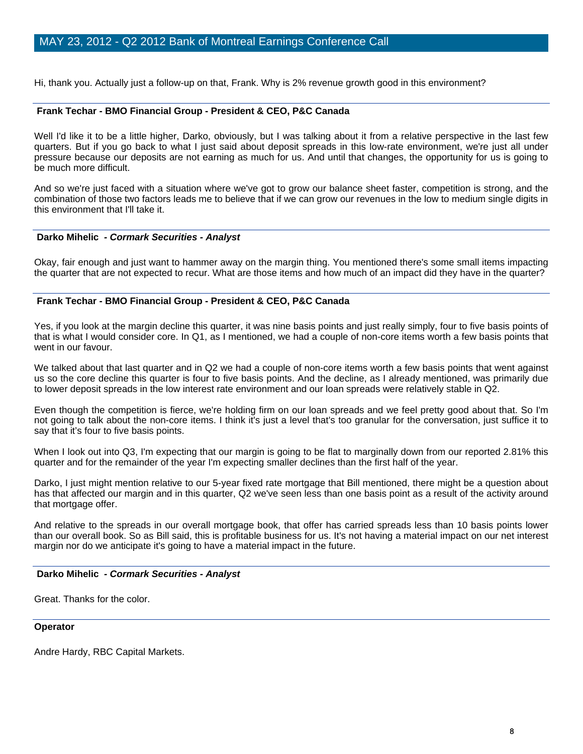Hi, thank you. Actually just a follow-up on that, Frank. Why is 2% revenue growth good in this environment?

---

**Frank Techar - BMO Financial Group - President & CEO, P&C Canada**

Well I'd like it to be a little higher, Darko, obviously, but I was talking about it from a relative perspective in the last few quarters. But if you go back to what I just said about deposit spreads in this low-rate environment, we're just all under pressure because our deposits are not earning as much for us. And until that changes, the opportunity for us is going to be much more difficult.

And so we're just faced with a situation where we've got to grow our balance sheet faster, competition is strong, and the combination of those two factors leads me to believe that if we can grow our revenues in the low to medium single digits in this environment that I'll take it.

---

**Darko Mihelic - *Cormark Securities - Analyst***

Okay, fair enough and just want to hammer away on the margin thing. You mentioned there's some small items impacting the quarter that are not expected to recur. What are those items and how much of an impact did they have in the quarter?

---

**Frank Techar - BMO Financial Group - President & CEO, P&C Canada**

Yes, if you look at the margin decline this quarter, it was nine basis points and just really simply, four to five basis points of that is what I would consider core. In Q1, as I mentioned, we had a couple of non-core items worth a few basis points that went in our favour.

We talked about that last quarter and in Q2 we had a couple of non-core items worth a few basis points that went against us so the core decline this quarter is four to five basis points. And the decline, as I already mentioned, was primarily due to lower deposit spreads in the low interest rate environment and our loan spreads were relatively stable in Q2.

Even though the competition is fierce, we're holding firm on our loan spreads and we feel pretty good about that. So I'm not going to talk about the non-core items. I think it's just a level that's too granular for the conversation, just suffice it to say that it's four to five basis points.

When I look out into Q3, I'm expecting that our margin is going to be flat to marginally down from our reported 2.81% this quarter and for the remainder of the year I'm expecting smaller declines than the first half of the year.

Darko, I just might mention relative to our 5-year fixed rate mortgage that Bill mentioned, there might be a question about has that affected our margin and in this quarter, Q2 we've seen less than one basis point as a result of the activity around that mortgage offer.

And relative to the spreads in our overall mortgage book, that offer has carried spreads less than 10 basis points lower than our overall book. So as Bill said, this is profitable business for us. It's not having a material impact on our net interest margin nor do we anticipate it's going to have a material impact in the future.

---

**Darko Mihelic - *Cormark Securities - Analyst***

Great. Thanks for the color.

---

**Operator**

Andre Hardy, RBC Capital Markets.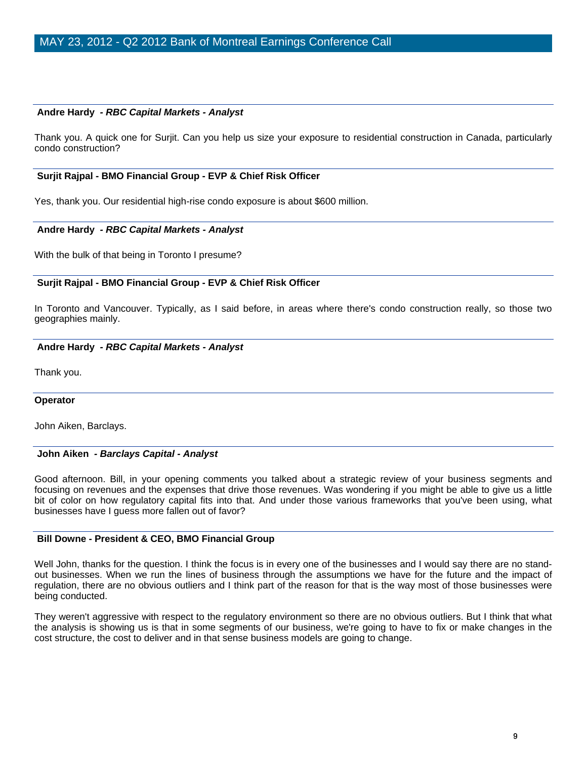**Andre Hardy** *- RBC Capital Markets - Analyst*

Thank you. A quick one for Surjit. Can you help us size your exposure to residential construction in Canada, particularly condo construction?

**Surjit Rajpal - BMO Financial Group - EVP & Chief Risk Officer**

Yes, thank you. Our residential high-rise condo exposure is about $600 million.

**Andre Hardy** *- RBC Capital Markets - Analyst*

With the bulk of that being in Toronto I presume?

**Surjit Rajpal - BMO Financial Group - EVP & Chief Risk Officer**

In Toronto and Vancouver. Typically, as I said before, in areas where there's condo construction really, so those two geographies mainly.

**Andre Hardy** *- RBC Capital Markets - Analyst*

Thank you.

**Operator**

John Aiken, Barclays.

**John Aiken** *- Barclays Capital - Analyst*

Good afternoon. Bill, in your opening comments you talked about a strategic review of your business segments and focusing on revenues and the expenses that drive those revenues. Was wondering if you might be able to give us a little bit of color on how regulatory capital fits into that. And under those various frameworks that you've been using, what businesses have I guess more fallen out of favor?

**Bill Downe - President & CEO, BMO Financial Group**

Well John, thanks for the question. I think the focus is in every one of the businesses and I would say there are no stand-out businesses. When we run the lines of business through the assumptions we have for the future and the impact of regulation, there are no obvious outliers and I think part of the reason for that is the way most of those businesses were being conducted.

They weren't aggressive with respect to the regulatory environment so there are no obvious outliers. But I think that what the analysis is showing us is that in some segments of our business, we're going to have to fix or make changes in the cost structure, the cost to deliver and in that sense business models are going to change.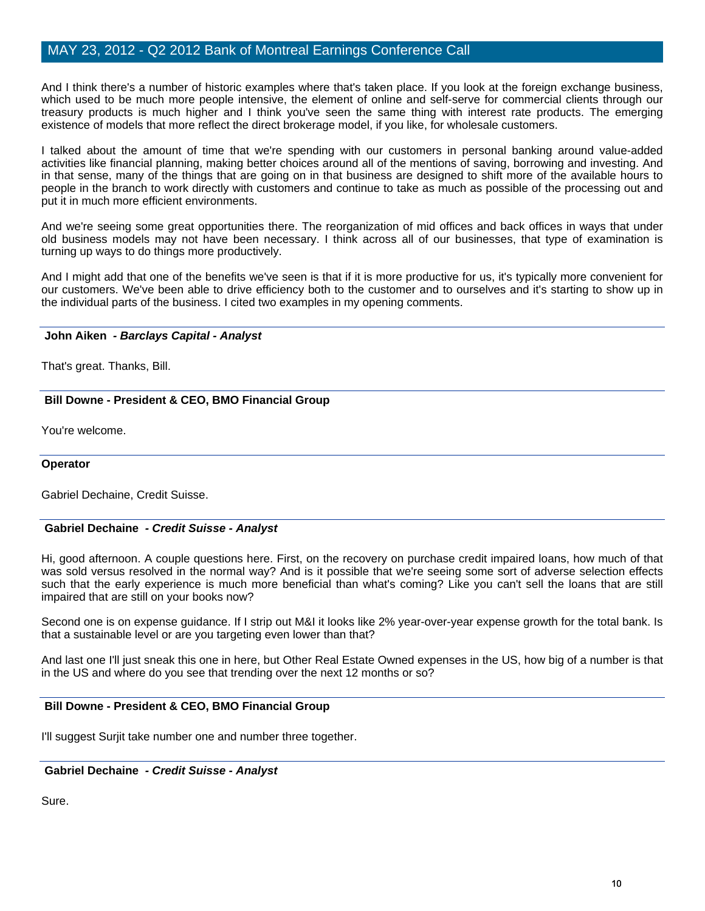And I think there's a number of historic examples where that's taken place. If you look at the foreign exchange business, which used to be much more people intensive, the element of online and self-serve for commercial clients through our treasury products is much higher and I think you've seen the same thing with interest rate products. The emerging existence of models that more reflect the direct brokerage model, if you like, for wholesale customers.

I talked about the amount of time that we're spending with our customers in personal banking around value-added activities like financial planning, making better choices around all of the mentions of saving, borrowing and investing. And in that sense, many of the things that are going on in that business are designed to shift more of the available hours to people in the branch to work directly with customers and continue to take as much as possible of the processing out and put it in much more efficient environments.

And we're seeing some great opportunities there. The reorganization of mid offices and back offices in ways that under old business models may not have been necessary. I think across all of our businesses, that type of examination is turning up ways to do things more productively.

And I might add that one of the benefits we've seen is that if it is more productive for us, it's typically more convenient for our customers. We've been able to drive efficiency both to the customer and to ourselves and it's starting to show up in the individual parts of the business. I cited two examples in my opening comments.

---

**John Aiken** *- Barclays Capital - Analyst*

That's great. Thanks, Bill.

---

**Bill Downe - President & CEO, BMO Financial Group**

You're welcome.

---

**Operator**

Gabriel Dechaine, Credit Suisse.

---

**Gabriel Dechaine** *- Credit Suisse - Analyst*

Hi, good afternoon. A couple questions here. First, on the recovery on purchase credit impaired loans, how much of that was sold versus resolved in the normal way? And is it possible that we're seeing some sort of adverse selection effects such that the early experience is much more beneficial than what's coming? Like you can't sell the loans that are still impaired that are still on your books now?

Second one is on expense guidance. If I strip out M&I it looks like 2% year-over-year expense growth for the total bank. Is that a sustainable level or are you targeting even lower than that?

And last one I'll just sneak this one in here, but Other Real Estate Owned expenses in the US, how big of a number is that in the US and where do you see that trending over the next 12 months or so?

---

**Bill Downe - President & CEO, BMO Financial Group**

I'll suggest Surjit take number one and number three together.

---

**Gabriel Dechaine** *- Credit Suisse - Analyst*

Sure.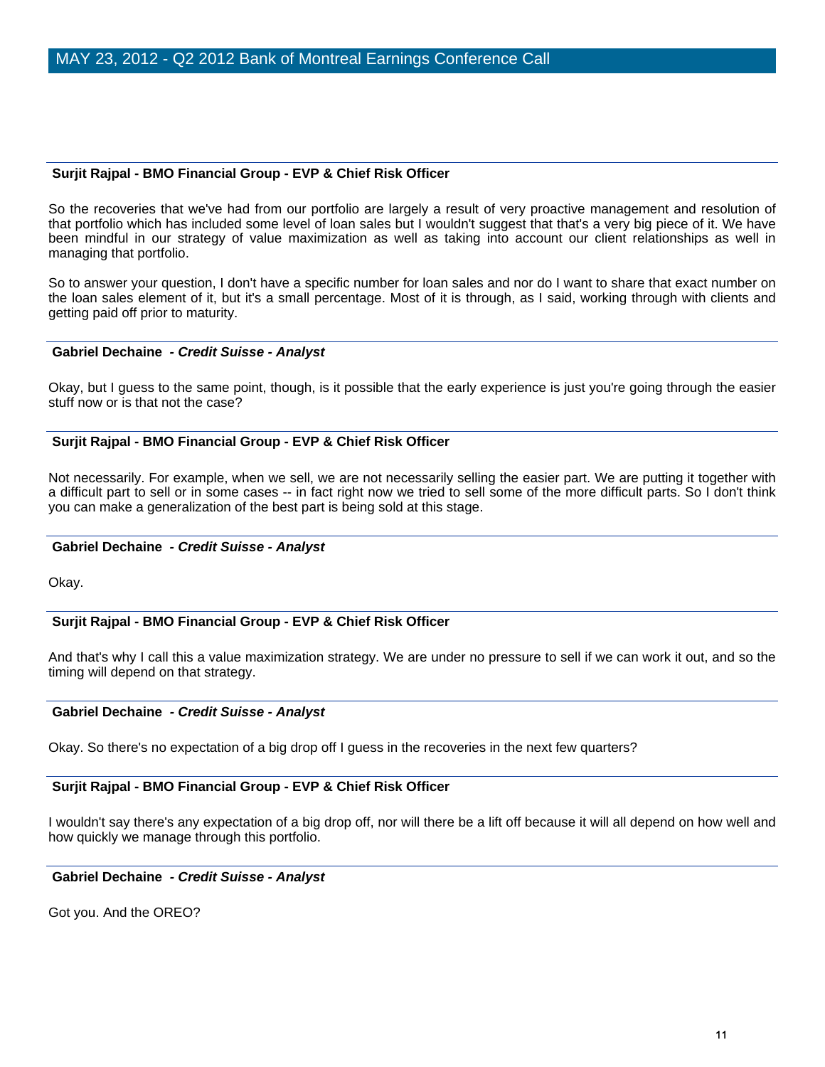**Surjit Rajpal - BMO Financial Group - EVP & Chief Risk Officer**

So the recoveries that we've had from our portfolio are largely a result of very proactive management and resolution of that portfolio which has included some level of loan sales but I wouldn't suggest that that's a very big piece of it. We have been mindful in our strategy of value maximization as well as taking into account our client relationships as well in managing that portfolio.

So to answer your question, I don't have a specific number for loan sales and nor do I want to share that exact number on the loan sales element of it, but it's a small percentage. Most of it is through, as I said, working through with clients and getting paid off prior to maturity.

**Gabriel Dechaine - *Credit Suisse - Analyst***

Okay, but I guess to the same point, though, is it possible that the early experience is just you're going through the easier stuff now or is that not the case?

**Surjit Rajpal - BMO Financial Group - EVP & Chief Risk Officer**

Not necessarily. For example, when we sell, we are not necessarily selling the easier part. We are putting it together with a difficult part to sell or in some cases -- in fact right now we tried to sell some of the more difficult parts. So I don't think you can make a generalization of the best part is being sold at this stage.

**Gabriel Dechaine - *Credit Suisse - Analyst***

Okay.

**Surjit Rajpal - BMO Financial Group - EVP & Chief Risk Officer**

And that's why I call this a value maximization strategy. We are under no pressure to sell if we can work it out, and so the timing will depend on that strategy.

**Gabriel Dechaine - *Credit Suisse - Analyst***

Okay. So there's no expectation of a big drop off I guess in the recoveries in the next few quarters?

**Surjit Rajpal - BMO Financial Group - EVP & Chief Risk Officer**

I wouldn't say there's any expectation of a big drop off, nor will there be a lift off because it will all depend on how well and how quickly we manage through this portfolio.

**Gabriel Dechaine - *Credit Suisse - Analyst***

Got you. And the OREO?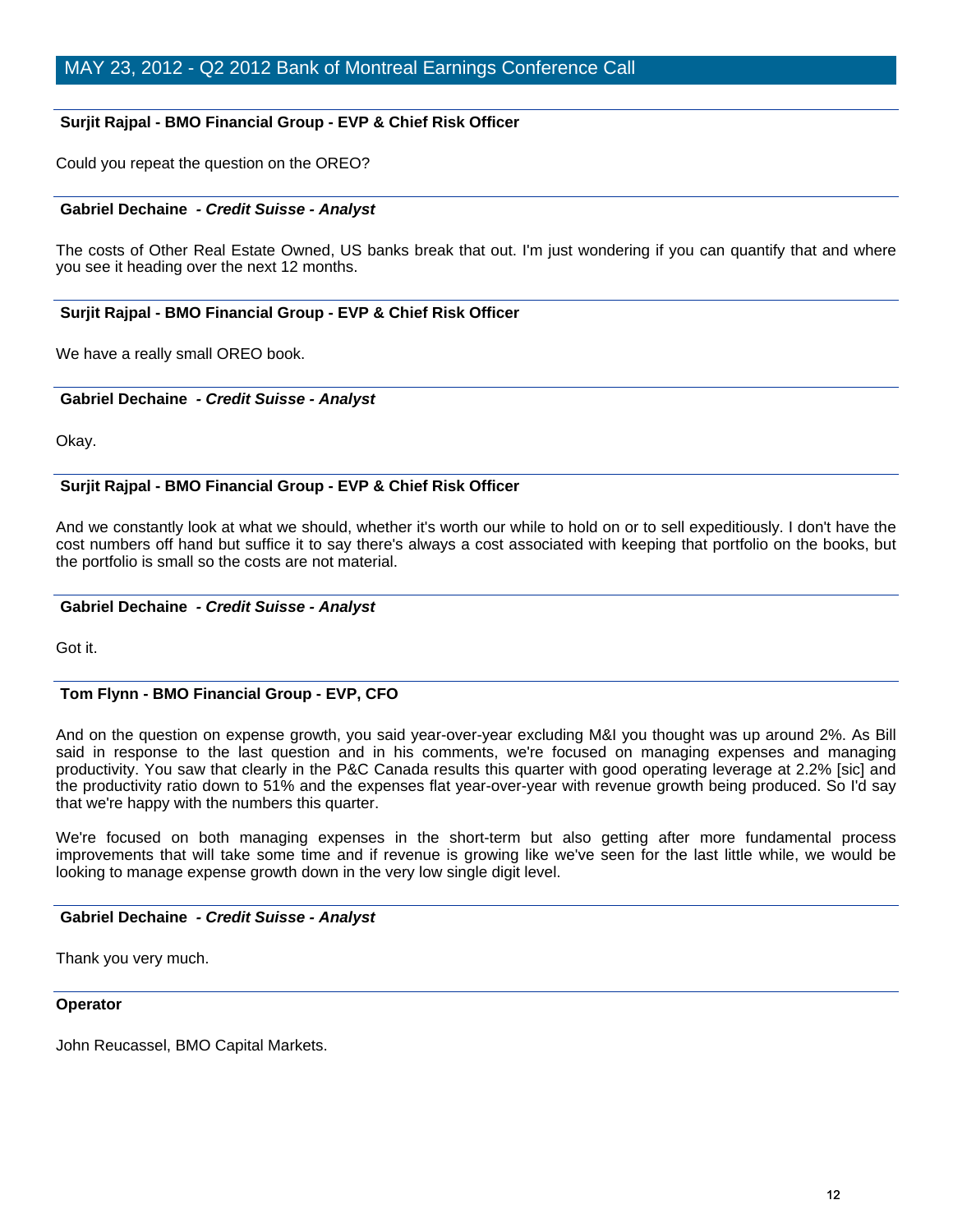**Surjit Rajpal - BMO Financial Group - EVP & Chief Risk Officer**

Could you repeat the question on the OREO?

**Gabriel Dechaine** ***- Credit Suisse - Analyst***

The costs of Other Real Estate Owned, US banks break that out. I'm just wondering if you can quantify that and where you see it heading over the next 12 months.

**Surjit Rajpal - BMO Financial Group - EVP & Chief Risk Officer**

We have a really small OREO book.

**Gabriel Dechaine** ***- Credit Suisse - Analyst***

Okay.

**Surjit Rajpal - BMO Financial Group - EVP & Chief Risk Officer**

And we constantly look at what we should, whether it's worth our while to hold on or to sell expeditiously. I don't have the cost numbers off hand but suffice it to say there's always a cost associated with keeping that portfolio on the books, but the portfolio is small so the costs are not material.

**Gabriel Dechaine** ***- Credit Suisse - Analyst***

Got it.

**Tom Flynn - BMO Financial Group - EVP, CFO**

And on the question on expense growth, you said year-over-year excluding M&I you thought was up around 2%. As Bill said in response to the last question and in his comments, we're focused on managing expenses and managing productivity. You saw that clearly in the P&C Canada results this quarter with good operating leverage at 2.2% [sic] and the productivity ratio down to 51% and the expenses flat year-over-year with revenue growth being produced. So I'd say that we're happy with the numbers this quarter.

We're focused on both managing expenses in the short-term but also getting after more fundamental process improvements that will take some time and if revenue is growing like we've seen for the last little while, we would be looking to manage expense growth down in the very low single digit level.

**Gabriel Dechaine** ***- Credit Suisse - Analyst***

Thank you very much.

**Operator**

John Reucassel, BMO Capital Markets.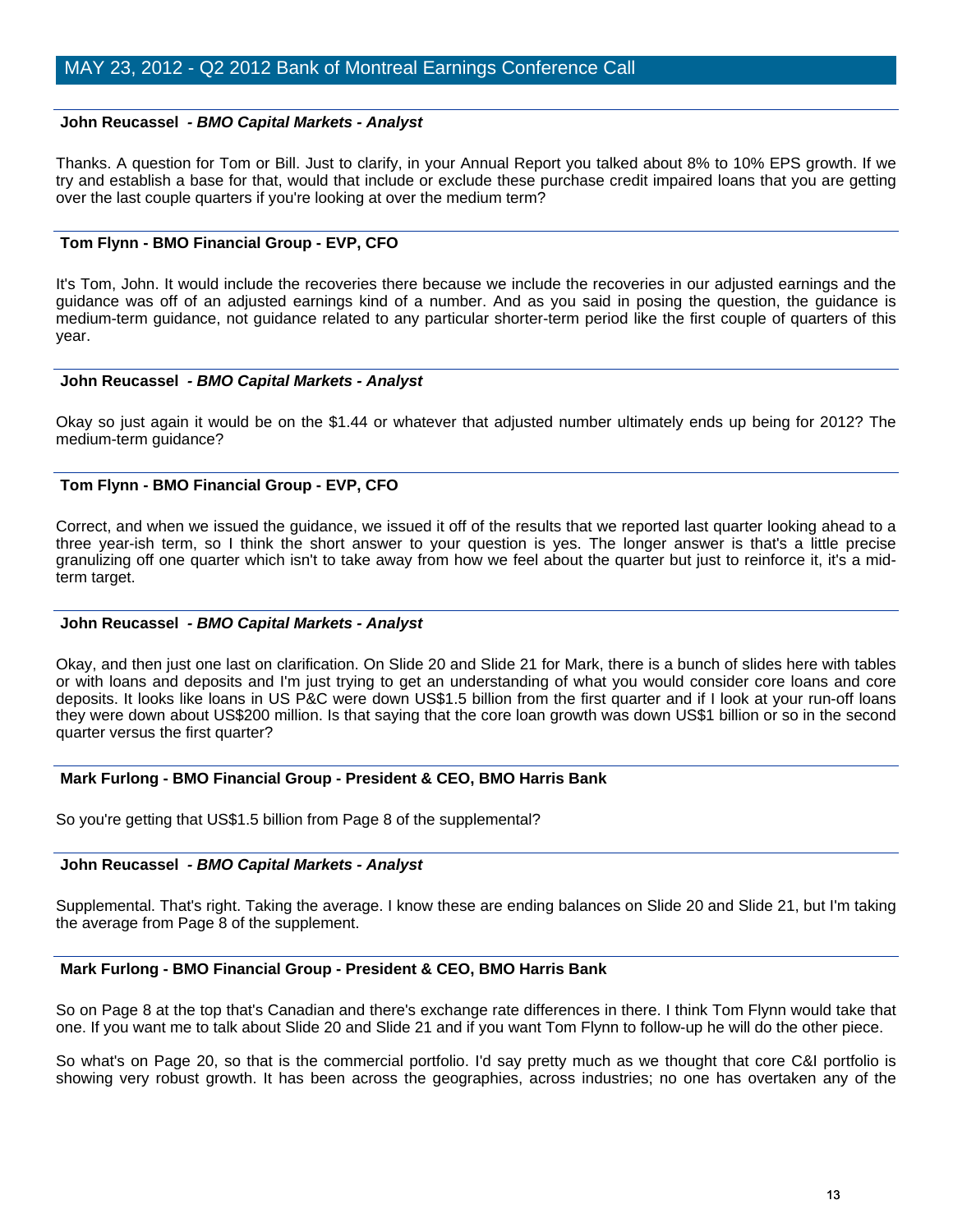**John Reucassel** *- BMO Capital Markets - Analyst*

Thanks. A question for Tom or Bill. Just to clarify, in your Annual Report you talked about 8% to 10% EPS growth. If we try and establish a base for that, would that include or exclude these purchase credit impaired loans that you are getting over the last couple quarters if you're looking at over the medium term?

**Tom Flynn - BMO Financial Group - EVP, CFO**

It's Tom, John. It would include the recoveries there because we include the recoveries in our adjusted earnings and the guidance was off of an adjusted earnings kind of a number. And as you said in posing the question, the guidance is medium-term guidance, not guidance related to any particular shorter-term period like the first couple of quarters of this year.

**John Reucassel** *- BMO Capital Markets - Analyst*

Okay so just again it would be on the $1.44 or whatever that adjusted number ultimately ends up being for 2012? The medium-term guidance?

**Tom Flynn - BMO Financial Group - EVP, CFO**

Correct, and when we issued the guidance, we issued it off of the results that we reported last quarter looking ahead to a three year-ish term, so I think the short answer to your question is yes. The longer answer is that's a little precise granulizing off one quarter which isn't to take away from how we feel about the quarter but just to reinforce it, it's a mid-term target.

**John Reucassel** *- BMO Capital Markets - Analyst*

Okay, and then just one last on clarification. On Slide 20 and Slide 21 for Mark, there is a bunch of slides here with tables or with loans and deposits and I'm just trying to get an understanding of what you would consider core loans and core deposits. It looks like loans in US P&C were down US$1.5 billion from the first quarter and if I look at your run-off loans they were down about US$200 million. Is that saying that the core loan growth was down US$1 billion or so in the second quarter versus the first quarter?

**Mark Furlong - BMO Financial Group - President & CEO, BMO Harris Bank**

So you're getting that US$1.5 billion from Page 8 of the supplemental?

**John Reucassel** *- BMO Capital Markets - Analyst*

Supplemental. That's right. Taking the average. I know these are ending balances on Slide 20 and Slide 21, but I'm taking the average from Page 8 of the supplement.

**Mark Furlong - BMO Financial Group - President & CEO, BMO Harris Bank**

So on Page 8 at the top that's Canadian and there's exchange rate differences in there. I think Tom Flynn would take that one. If you want me to talk about Slide 20 and Slide 21 and if you want Tom Flynn to follow-up he will do the other piece.

So what's on Page 20, so that is the commercial portfolio. I'd say pretty much as we thought that core C&I portfolio is showing very robust growth. It has been across the geographies, across industries; no one has overtaken any of the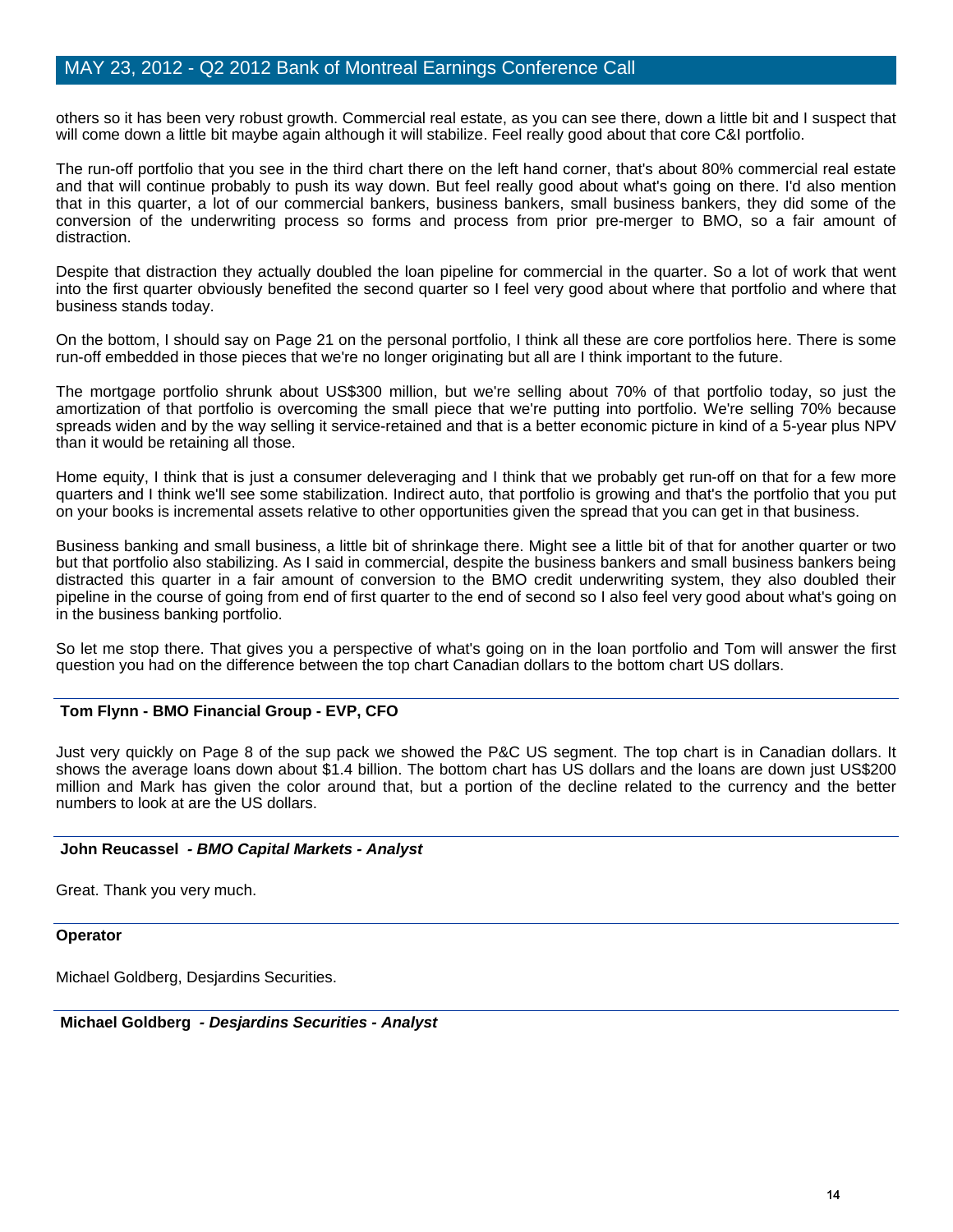others so it has been very robust growth. Commercial real estate, as you can see there, down a little bit and I suspect that will come down a little bit maybe again although it will stabilize. Feel really good about that core C&I portfolio.

The run-off portfolio that you see in the third chart there on the left hand corner, that's about 80% commercial real estate and that will continue probably to push its way down. But feel really good about what's going on there. I'd also mention that in this quarter, a lot of our commercial bankers, business bankers, small business bankers, they did some of the conversion of the underwriting process so forms and process from prior pre-merger to BMO, so a fair amount of distraction.

Despite that distraction they actually doubled the loan pipeline for commercial in the quarter. So a lot of work that went into the first quarter obviously benefited the second quarter so I feel very good about where that portfolio and where that business stands today.

On the bottom, I should say on Page 21 on the personal portfolio, I think all these are core portfolios here. There is some run-off embedded in those pieces that we're no longer originating but all are I think important to the future.

The mortgage portfolio shrunk about US$300 million, but we're selling about 70% of that portfolio today, so just the amortization of that portfolio is overcoming the small piece that we're putting into portfolio. We're selling 70% because spreads widen and by the way selling it service-retained and that is a better economic picture in kind of a 5-year plus NPV than it would be retaining all those.

Home equity, I think that is just a consumer deleveraging and I think that we probably get run-off on that for a few more quarters and I think we'll see some stabilization. Indirect auto, that portfolio is growing and that's the portfolio that you put on your books is incremental assets relative to other opportunities given the spread that you can get in that business.

Business banking and small business, a little bit of shrinkage there. Might see a little bit of that for another quarter or two but that portfolio also stabilizing. As I said in commercial, despite the business bankers and small business bankers being distracted this quarter in a fair amount of conversion to the BMO credit underwriting system, they also doubled their pipeline in the course of going from end of first quarter to the end of second so I also feel very good about what's going on in the business banking portfolio.

So let me stop there. That gives you a perspective of what's going on in the loan portfolio and Tom will answer the first question you had on the difference between the top chart Canadian dollars to the bottom chart US dollars.

---

**Tom Flynn - BMO Financial Group - EVP, CFO**

Just very quickly on Page 8 of the sup pack we showed the P&C US segment. The top chart is in Canadian dollars. It shows the average loans down about $1.4 billion. The bottom chart has US dollars and the loans are down just US$200 million and Mark has given the color around that, but a portion of the decline related to the currency and the better numbers to look at are the US dollars.

---

**John Reucassel** *- BMO Capital Markets - Analyst*

Great. Thank you very much.

---

**Operator**

Michael Goldberg, Desjardins Securities.

---

**Michael Goldberg** *- Desjardins Securities - Analyst*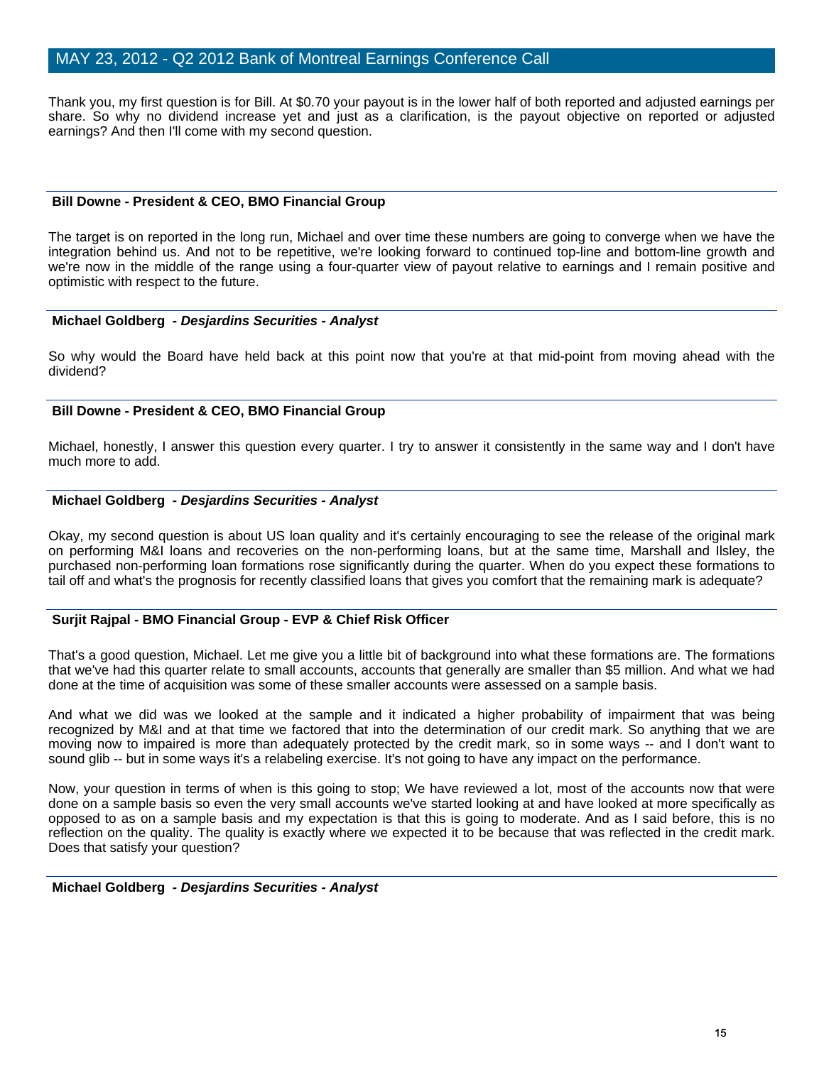Thank you, my first question is for Bill. At $0.70 your payout is in the lower half of both reported and adjusted earnings per share. So why no dividend increase yet and just as a clarification, is the payout objective on reported or adjusted earnings? And then I'll come with my second question.

---

**Bill Downe - President & CEO, BMO Financial Group**

The target is on reported in the long run, Michael and over time these numbers are going to converge when we have the integration behind us. And not to be repetitive, we're looking forward to continued top-line and bottom-line growth and we're now in the middle of the range using a four-quarter view of payout relative to earnings and I remain positive and optimistic with respect to the future.

---

**Michael Goldberg** *- Desjardins Securities - Analyst*

So why would the Board have held back at this point now that you're at that mid-point from moving ahead with the dividend?

---

**Bill Downe - President & CEO, BMO Financial Group**

Michael, honestly, I answer this question every quarter. I try to answer it consistently in the same way and I don't have much more to add.

---

**Michael Goldberg** *- Desjardins Securities - Analyst*

Okay, my second question is about US loan quality and it's certainly encouraging to see the release of the original mark on performing M&I loans and recoveries on the non-performing loans, but at the same time, Marshall and Ilsley, the purchased non-performing loan formations rose significantly during the quarter. When do you expect these formations to tail off and what's the prognosis for recently classified loans that gives you comfort that the remaining mark is adequate?

---

**Surjit Rajpal - BMO Financial Group - EVP & Chief Risk Officer**

That's a good question, Michael. Let me give you a little bit of background into what these formations are. The formations that we've had this quarter relate to small accounts, accounts that generally are smaller than $5 million. And what we had done at the time of acquisition was some of these smaller accounts were assessed on a sample basis.

And what we did was we looked at the sample and it indicated a higher probability of impairment that was being recognized by M&I and at that time we factored that into the determination of our credit mark. So anything that we are moving now to impaired is more than adequately protected by the credit mark, so in some ways -- and I don't want to sound glib -- but in some ways it's a relabeling exercise. It's not going to have any impact on the performance.

Now, your question in terms of when is this going to stop; We have reviewed a lot, most of the accounts now that were done on a sample basis so even the very small accounts we've started looking at and have looked at more specifically as opposed to as on a sample basis and my expectation is that this is going to moderate. And as I said before, this is no reflection on the quality. The quality is exactly where we expected it to be because that was reflected in the credit mark. Does that satisfy your question?

---

**Michael Goldberg** *- Desjardins Securities - Analyst*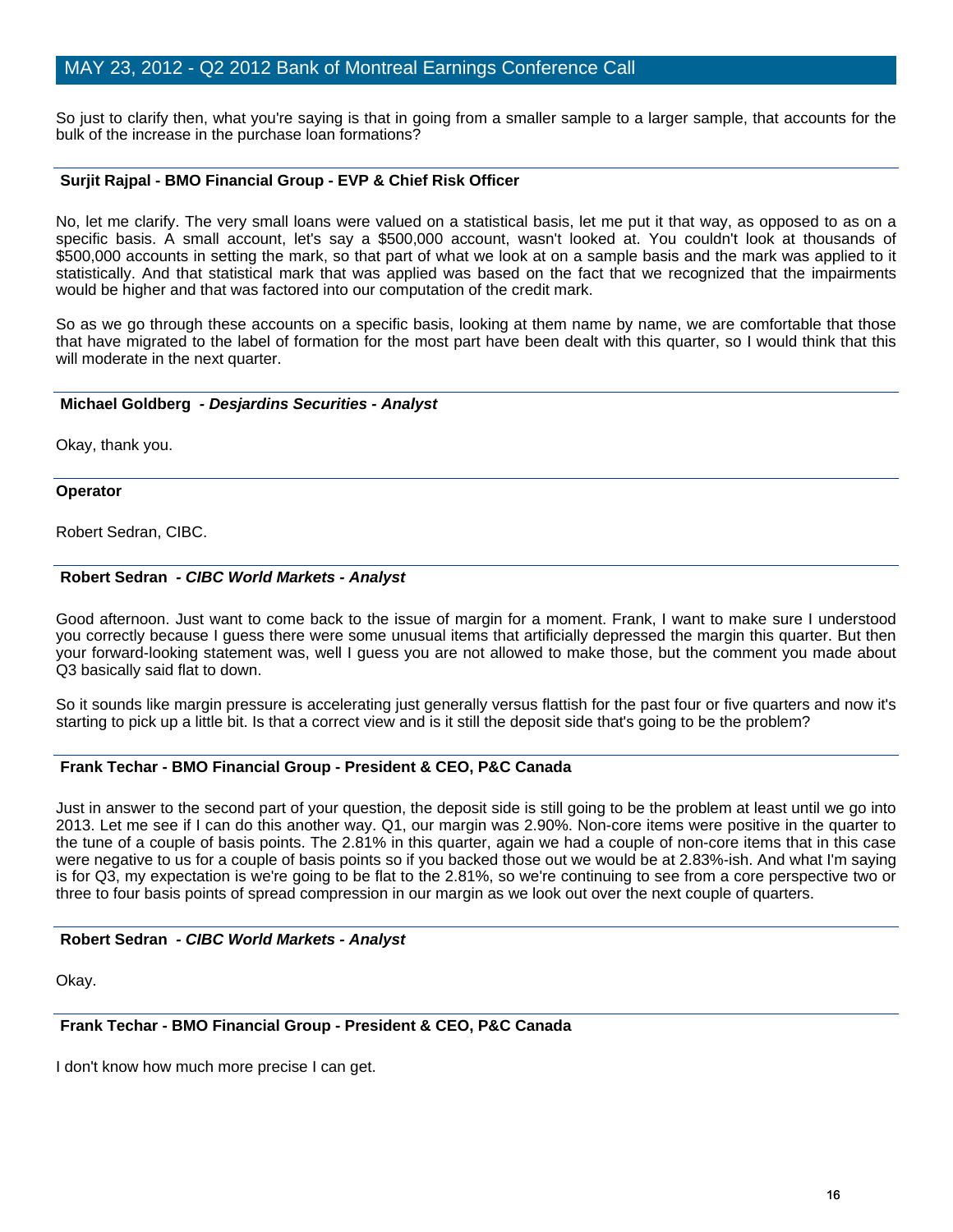So just to clarify then, what you're saying is that in going from a smaller sample to a larger sample, that accounts for the bulk of the increase in the purchase loan formations?

**Surjit Rajpal - BMO Financial Group - EVP & Chief Risk Officer**

No, let me clarify. The very small loans were valued on a statistical basis, let me put it that way, as opposed to as on a specific basis. A small account, let's say a $500,000 account, wasn't looked at. You couldn't look at thousands of $500,000 accounts in setting the mark, so that part of what we look at on a sample basis and the mark was applied to it statistically. And that statistical mark that was applied was based on the fact that we recognized that the impairments would be higher and that was factored into our computation of the credit mark.

So as we go through these accounts on a specific basis, looking at them name by name, we are comfortable that those that have migrated to the label of formation for the most part have been dealt with this quarter, so I would think that this will moderate in the next quarter.

**Michael Goldberg** ***- Desjardins Securities - Analyst***

Okay, thank you.

**Operator**

Robert Sedran, CIBC.

**Robert Sedran** ***- CIBC World Markets - Analyst***

Good afternoon. Just want to come back to the issue of margin for a moment. Frank, I want to make sure I understood you correctly because I guess there were some unusual items that artificially depressed the margin this quarter. But then your forward-looking statement was, well I guess you are not allowed to make those, but the comment you made about Q3 basically said flat to down.

So it sounds like margin pressure is accelerating just generally versus flattish for the past four or five quarters and now it's starting to pick up a little bit. Is that a correct view and is it still the deposit side that's going to be the problem?

**Frank Techar - BMO Financial Group - President & CEO, P&C Canada**

Just in answer to the second part of your question, the deposit side is still going to be the problem at least until we go into 2013. Let me see if I can do this another way. Q1, our margin was 2.90%. Non-core items were positive in the quarter to the tune of a couple of basis points. The 2.81% in this quarter, again we had a couple of non-core items that in this case were negative to us for a couple of basis points so if you backed those out we would be at 2.83%-ish. And what I'm saying is for Q3, my expectation is we're going to be flat to the 2.81%, so we're continuing to see from a core perspective two or three to four basis points of spread compression in our margin as we look out over the next couple of quarters.

**Robert Sedran** ***- CIBC World Markets - Analyst***

Okay.

**Frank Techar - BMO Financial Group - President & CEO, P&C Canada**

I don't know how much more precise I can get.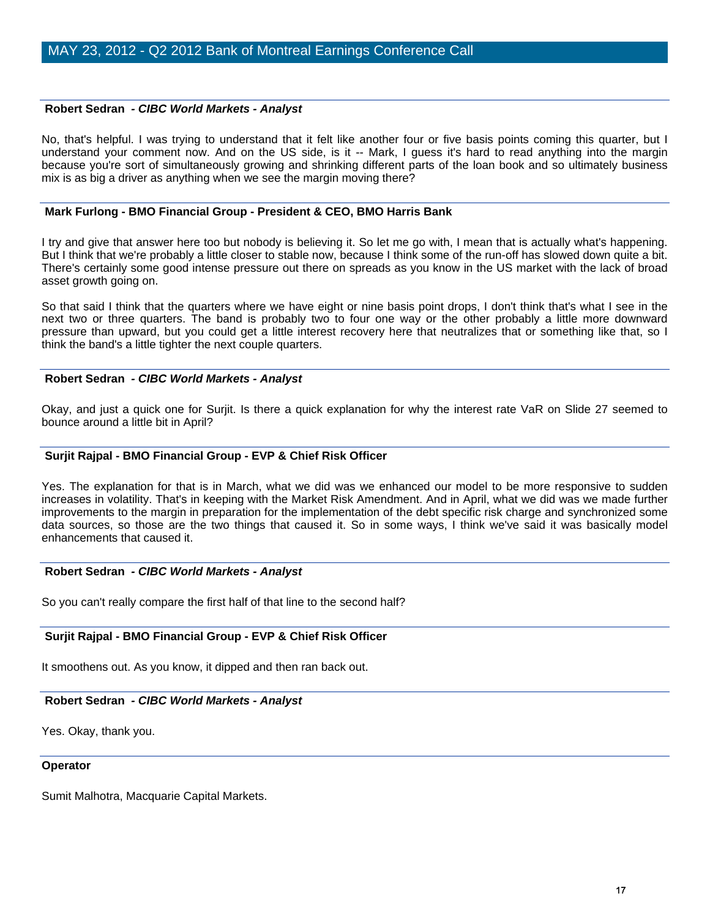**Robert Sedran** - ***CIBC World Markets - Analyst***

No, that's helpful. I was trying to understand that it felt like another four or five basis points coming this quarter, but I understand your comment now. And on the US side, is it -- Mark, I guess it's hard to read anything into the margin because you're sort of simultaneously growing and shrinking different parts of the loan book and so ultimately business mix is as big a driver as anything when we see the margin moving there?

**Mark Furlong - BMO Financial Group - President & CEO, BMO Harris Bank**

I try and give that answer here too but nobody is believing it. So let me go with, I mean that is actually what's happening. But I think that we're probably a little closer to stable now, because I think some of the run-off has slowed down quite a bit. There's certainly some good intense pressure out there on spreads as you know in the US market with the lack of broad asset growth going on.

So that said I think that the quarters where we have eight or nine basis point drops, I don't think that's what I see in the next two or three quarters. The band is probably two to four one way or the other probably a little more downward pressure than upward, but you could get a little interest recovery here that neutralizes that or something like that, so I think the band's a little tighter the next couple quarters.

**Robert Sedran** - ***CIBC World Markets - Analyst***

Okay, and just a quick one for Surjit. Is there a quick explanation for why the interest rate VaR on Slide 27 seemed to bounce around a little bit in April?

**Surjit Rajpal - BMO Financial Group - EVP & Chief Risk Officer**

Yes. The explanation for that is in March, what we did was we enhanced our model to be more responsive to sudden increases in volatility. That's in keeping with the Market Risk Amendment. And in April, what we did was we made further improvements to the margin in preparation for the implementation of the debt specific risk charge and synchronized some data sources, so those are the two things that caused it. So in some ways, I think we've said it was basically model enhancements that caused it.

**Robert Sedran** - ***CIBC World Markets - Analyst***

So you can't really compare the first half of that line to the second half?

**Surjit Rajpal - BMO Financial Group - EVP & Chief Risk Officer**

It smoothens out. As you know, it dipped and then ran back out.

**Robert Sedran** - ***CIBC World Markets - Analyst***

Yes. Okay, thank you.

**Operator**

Sumit Malhotra, Macquarie Capital Markets.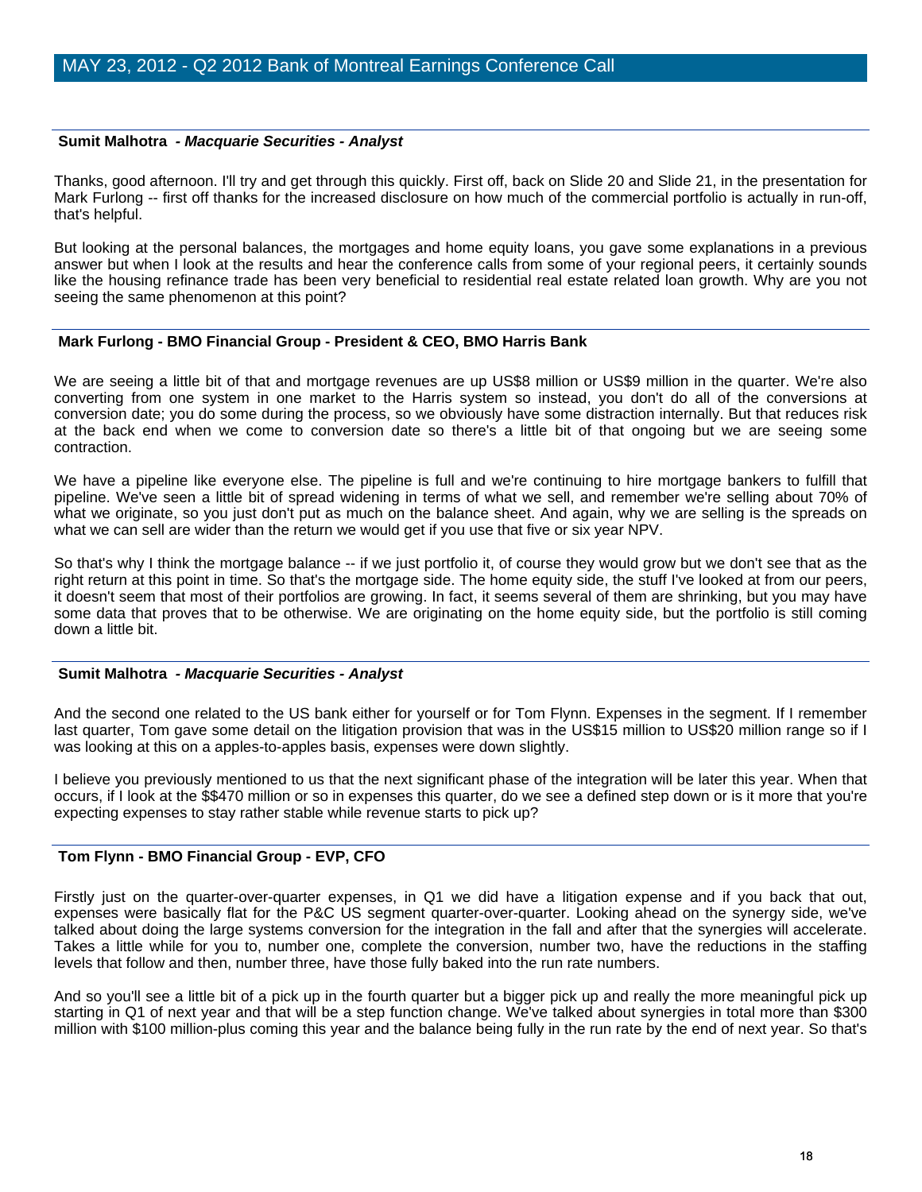### Sumit Malhotra *- Macquarie Securities - Analyst*

Thanks, good afternoon. I'll try and get through this quickly. First off, back on Slide 20 and Slide 21, in the presentation for Mark Furlong -- first off thanks for the increased disclosure on how much of the commercial portfolio is actually in run-off, that's helpful.

But looking at the personal balances, the mortgages and home equity loans, you gave some explanations in a previous answer but when I look at the results and hear the conference calls from some of your regional peers, it certainly sounds like the housing refinance trade has been very beneficial to residential real estate related loan growth. Why are you not seeing the same phenomenon at this point?

### Mark Furlong - BMO Financial Group - President & CEO, BMO Harris Bank

We are seeing a little bit of that and mortgage revenues are up US$8 million or US$9 million in the quarter. We're also converting from one system in one market to the Harris system so instead, you don't do all of the conversions at conversion date; you do some during the process, so we obviously have some distraction internally. But that reduces risk at the back end when we come to conversion date so there's a little bit of that ongoing but we are seeing some contraction.

We have a pipeline like everyone else. The pipeline is full and we're continuing to hire mortgage bankers to fulfill that pipeline. We've seen a little bit of spread widening in terms of what we sell, and remember we're selling about 70% of what we originate, so you just don't put as much on the balance sheet. And again, why we are selling is the spreads on what we can sell are wider than the return we would get if you use that five or six year NPV.

So that's why I think the mortgage balance -- if we just portfolio it, of course they would grow but we don't see that as the right return at this point in time. So that's the mortgage side. The home equity side, the stuff I've looked at from our peers, it doesn't seem that most of their portfolios are growing. In fact, it seems several of them are shrinking, but you may have some data that proves that to be otherwise. We are originating on the home equity side, but the portfolio is still coming down a little bit.

### Sumit Malhotra *- Macquarie Securities - Analyst*

And the second one related to the US bank either for yourself or for Tom Flynn. Expenses in the segment. If I remember last quarter, Tom gave some detail on the litigation provision that was in the US$15 million to US$20 million range so if I was looking at this on a apples-to-apples basis, expenses were down slightly.

I believe you previously mentioned to us that the next significant phase of the integration will be later this year. When that occurs, if I look at the $$470 million or so in expenses this quarter, do we see a defined step down or is it more that you're expecting expenses to stay rather stable while revenue starts to pick up?

### Tom Flynn - BMO Financial Group - EVP, CFO

Firstly just on the quarter-over-quarter expenses, in Q1 we did have a litigation expense and if you back that out, expenses were basically flat for the P&C US segment quarter-over-quarter. Looking ahead on the synergy side, we've talked about doing the large systems conversion for the integration in the fall and after that the synergies will accelerate. Takes a little while for you to, number one, complete the conversion, number two, have the reductions in the staffing levels that follow and then, number three, have those fully baked into the run rate numbers.

And so you'll see a little bit of a pick up in the fourth quarter but a bigger pick up and really the more meaningful pick up starting in Q1 of next year and that will be a step function change. We've talked about synergies in total more than $300 million with $100 million-plus coming this year and the balance being fully in the run rate by the end of next year. So that's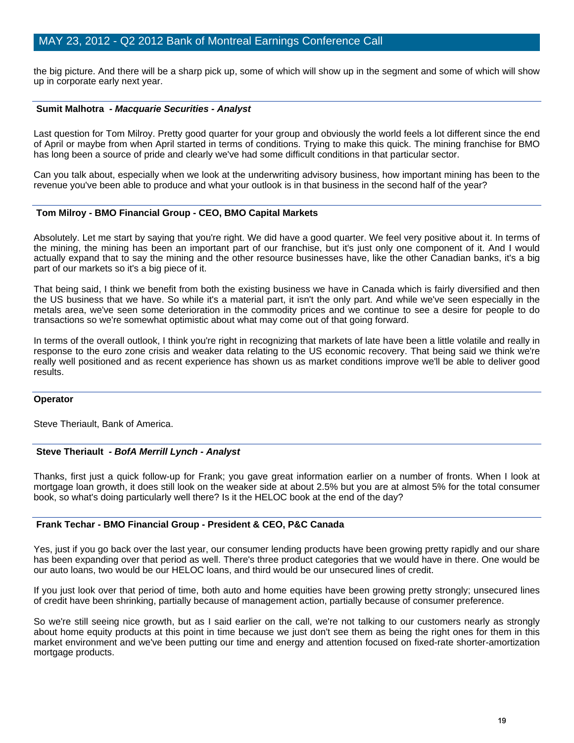the big picture. And there will be a sharp pick up, some of which will show up in the segment and some of which will show up in corporate early next year.

**Sumit Malhotra** *- Macquarie Securities - Analyst*

Last question for Tom Milroy. Pretty good quarter for your group and obviously the world feels a lot different since the end of April or maybe from when April started in terms of conditions. Trying to make this quick. The mining franchise for BMO has long been a source of pride and clearly we've had some difficult conditions in that particular sector.

Can you talk about, especially when we look at the underwriting advisory business, how important mining has been to the revenue you've been able to produce and what your outlook is in that business in the second half of the year?

**Tom Milroy - BMO Financial Group - CEO, BMO Capital Markets**

Absolutely. Let me start by saying that you're right. We did have a good quarter. We feel very positive about it. In terms of the mining, the mining has been an important part of our franchise, but it's just only one component of it. And I would actually expand that to say the mining and the other resource businesses have, like the other Canadian banks, it's a big part of our markets so it's a big piece of it.

That being said, I think we benefit from both the existing business we have in Canada which is fairly diversified and then the US business that we have. So while it's a material part, it isn't the only part. And while we've seen especially in the metals area, we've seen some deterioration in the commodity prices and we continue to see a desire for people to do transactions so we're somewhat optimistic about what may come out of that going forward.

In terms of the overall outlook, I think you're right in recognizing that markets of late have been a little volatile and really in response to the euro zone crisis and weaker data relating to the US economic recovery. That being said we think we're really well positioned and as recent experience has shown us as market conditions improve we'll be able to deliver good results.

**Operator**

Steve Theriault, Bank of America.

**Steve Theriault** *- BofA Merrill Lynch - Analyst*

Thanks, first just a quick follow-up for Frank; you gave great information earlier on a number of fronts. When I look at mortgage loan growth, it does still look on the weaker side at about 2.5% but you are at almost 5% for the total consumer book, so what's doing particularly well there? Is it the HELOC book at the end of the day?

**Frank Techar - BMO Financial Group - President & CEO, P&C Canada**

Yes, just if you go back over the last year, our consumer lending products have been growing pretty rapidly and our share has been expanding over that period as well. There's three product categories that we would have in there. One would be our auto loans, two would be our HELOC loans, and third would be our unsecured lines of credit.

If you just look over that period of time, both auto and home equities have been growing pretty strongly; unsecured lines of credit have been shrinking, partially because of management action, partially because of consumer preference.

So we're still seeing nice growth, but as I said earlier on the call, we're not talking to our customers nearly as strongly about home equity products at this point in time because we just don't see them as being the right ones for them in this market environment and we've been putting our time and energy and attention focused on fixed-rate shorter-amortization mortgage products.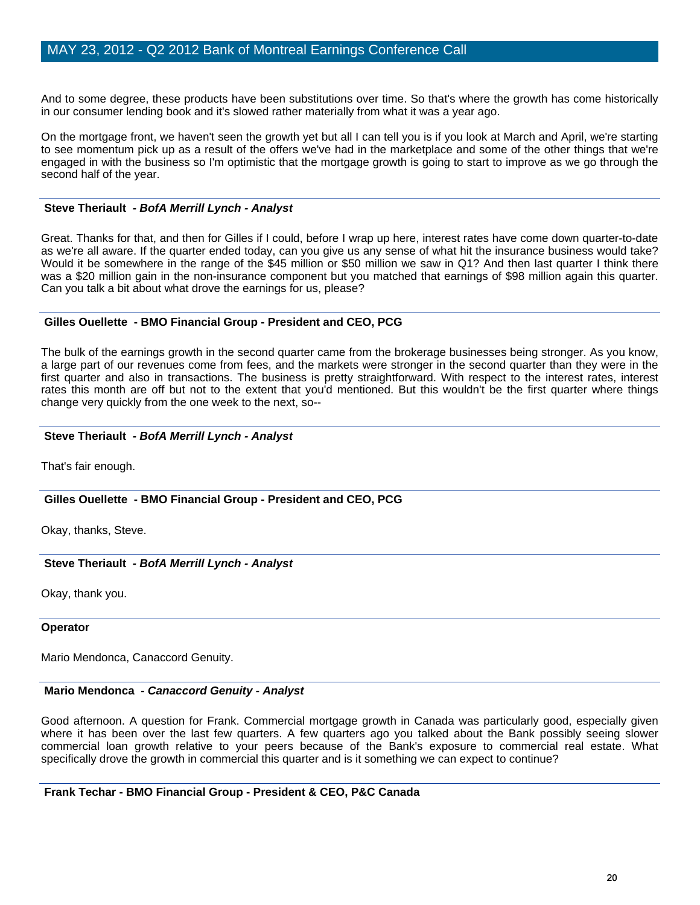And to some degree, these products have been substitutions over time. So that's where the growth has come historically in our consumer lending book and it's slowed rather materially from what it was a year ago.

On the mortgage front, we haven't seen the growth yet but all I can tell you is if you look at March and April, we're starting to see momentum pick up as a result of the offers we've had in the marketplace and some of the other things that we're engaged in with the business so I'm optimistic that the mortgage growth is going to start to improve as we go through the second half of the year.

**Steve Theriault** - ***BofA Merrill Lynch - Analyst***

Great. Thanks for that, and then for Gilles if I could, before I wrap up here, interest rates have come down quarter-to-date as we're all aware. If the quarter ended today, can you give us any sense of what hit the insurance business would take? Would it be somewhere in the range of the $45 million or $50 million we saw in Q1? And then last quarter I think there was a $20 million gain in the non-insurance component but you matched that earnings of $98 million again this quarter. Can you talk a bit about what drove the earnings for us, please?

**Gilles Ouellette - BMO Financial Group - President and CEO, PCG**

The bulk of the earnings growth in the second quarter came from the brokerage businesses being stronger. As you know, a large part of our revenues come from fees, and the markets were stronger in the second quarter than they were in the first quarter and also in transactions. The business is pretty straightforward. With respect to the interest rates, interest rates this month are off but not to the extent that you'd mentioned. But this wouldn't be the first quarter where things change very quickly from the one week to the next, so--

**Steve Theriault** - ***BofA Merrill Lynch - Analyst***

That's fair enough.

**Gilles Ouellette - BMO Financial Group - President and CEO, PCG**

Okay, thanks, Steve.

**Steve Theriault** - ***BofA Merrill Lynch - Analyst***

Okay, thank you.

**Operator**

Mario Mendonca, Canaccord Genuity.

**Mario Mendonca** - ***Canaccord Genuity - Analyst***

Good afternoon. A question for Frank. Commercial mortgage growth in Canada was particularly good, especially given where it has been over the last few quarters. A few quarters ago you talked about the Bank possibly seeing slower commercial loan growth relative to your peers because of the Bank's exposure to commercial real estate. What specifically drove the growth in commercial this quarter and is it something we can expect to continue?

**Frank Techar - BMO Financial Group - President & CEO, P&C Canada**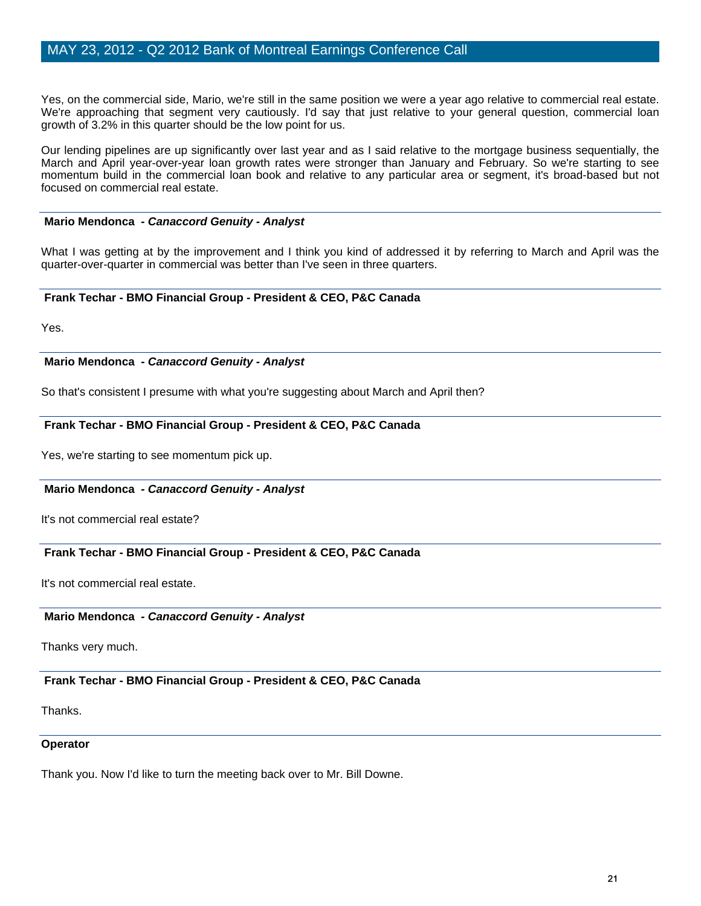Yes, on the commercial side, Mario, we're still in the same position we were a year ago relative to commercial real estate. We're approaching that segment very cautiously. I'd say that just relative to your general question, commercial loan growth of 3.2% in this quarter should be the low point for us.

Our lending pipelines are up significantly over last year and as I said relative to the mortgage business sequentially, the March and April year-over-year loan growth rates were stronger than January and February. So we're starting to see momentum build in the commercial loan book and relative to any particular area or segment, it's broad-based but not focused on commercial real estate.

---

**Mario Mendonca - *Canaccord Genuity - Analyst***

What I was getting at by the improvement and I think you kind of addressed it by referring to March and April was the quarter-over-quarter in commercial was better than I've seen in three quarters.

---

**Frank Techar - BMO Financial Group - President & CEO, P&C Canada**

Yes.

---

**Mario Mendonca - *Canaccord Genuity - Analyst***

So that's consistent I presume with what you're suggesting about March and April then?

---

**Frank Techar - BMO Financial Group - President & CEO, P&C Canada**

Yes, we're starting to see momentum pick up.

---

**Mario Mendonca - *Canaccord Genuity - Analyst***

It's not commercial real estate?

---

**Frank Techar - BMO Financial Group - President & CEO, P&C Canada**

It's not commercial real estate.

---

**Mario Mendonca - *Canaccord Genuity - Analyst***

Thanks very much.

---

**Frank Techar - BMO Financial Group - President & CEO, P&C Canada**

Thanks.

---

**Operator**

Thank you. Now I'd like to turn the meeting back over to Mr. Bill Downe.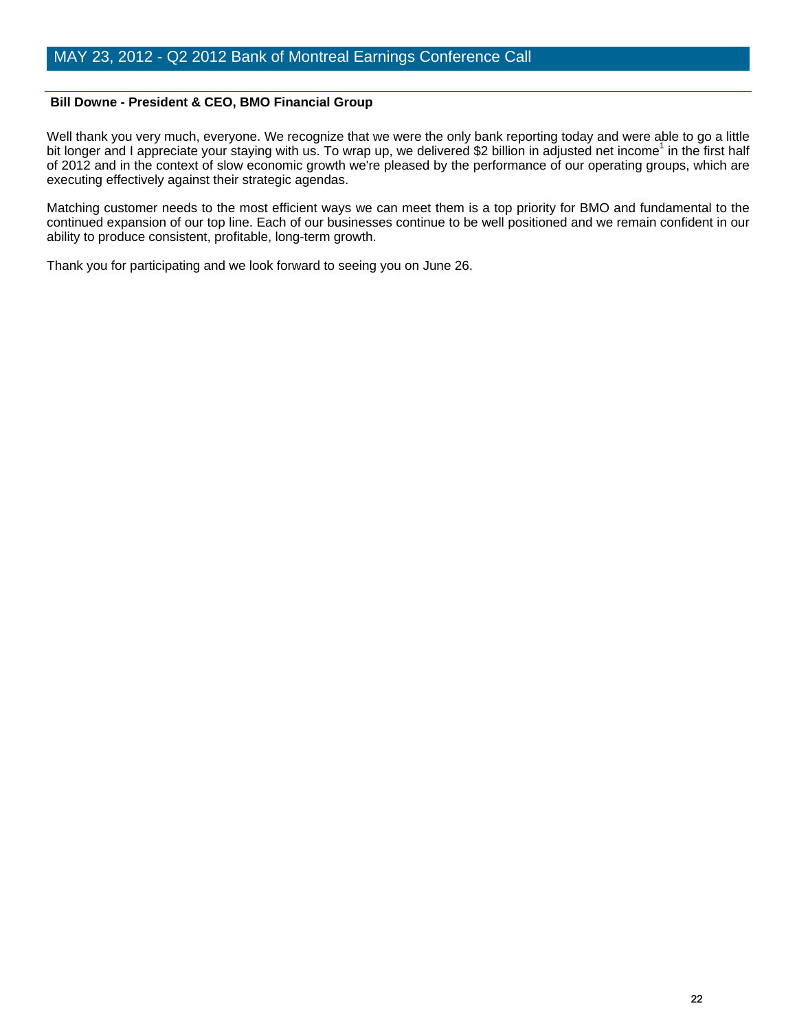**Bill Downe - President & CEO, BMO Financial Group**

Well thank you very much, everyone. We recognize that we were the only bank reporting today and were able to go a little bit longer and I appreciate your staying with us. To wrap up, we delivered $2 billion in adjusted net income[1] in the first half of 2012 and in the context of slow economic growth we're pleased by the performance of our operating groups, which are executing effectively against their strategic agendas.

Matching customer needs to the most efficient ways we can meet them is a top priority for BMO and fundamental to the continued expansion of our top line. Each of our businesses continue to be well positioned and we remain confident in our ability to produce consistent, profitable, long-term growth.

Thank you for participating and we look forward to seeing you on June 26.